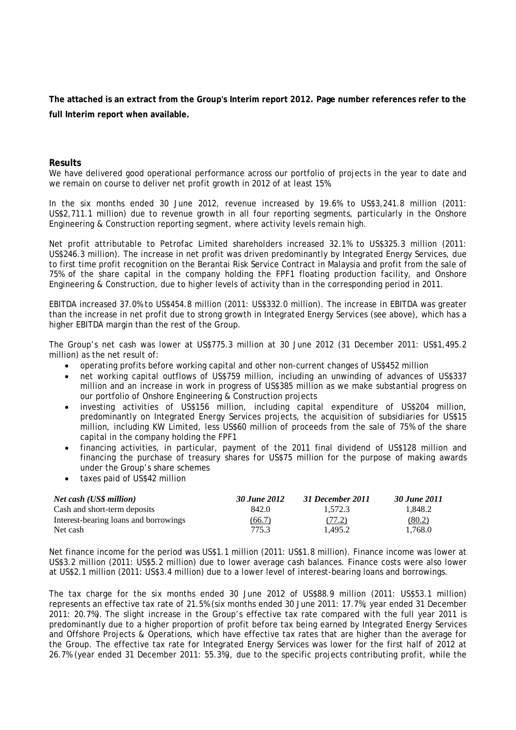**The attached is an extract from the Group's Interim report 2012. Page number references refer to the full Interim report when available.**

## Results

We have delivered good operational performance across our portfolio of projects in the year to date and we remain on course to deliver net profit growth in 2012 of at least 15%.

In the six months ended 30 June 2012, revenue increased by 19.6% to US$3,241.8 million (2011: US$2,711.1 million) due to revenue growth in all four reporting segments, particularly in the Onshore Engineering & Construction reporting segment, where activity levels remain high.

Net profit attributable to Petrofac Limited shareholders increased 32.1% to US$325.3 million (2011: US$246.3 million). The increase in net profit was driven predominantly by Integrated Energy Services, due to first time profit recognition on the Berantai Risk Service Contract in Malaysia and profit from the sale of 75% of the share capital in the company holding the FPF1 floating production facility, and Onshore Engineering & Construction, due to higher levels of activity than in the corresponding period in 2011.

EBITDA increased 37.0% to US$454.8 million (2011: US$332.0 million). The increase in EBITDA was greater than the increase in net profit due to strong growth in Integrated Energy Services (see above), which has a higher EBITDA margin than the rest of the Group.

The Group's net cash was lower at US$775.3 million at 30 June 2012 (31 December 2011: US$1,495.2 million) as the net result of:

- operating profits before working capital and other non-current changes of US$452 million
- net working capital outflows of US$759 million, including an unwinding of advances of US$337 million and an increase in work in progress of US$385 million as we make substantial progress on our portfolio of Onshore Engineering & Construction projects
- investing activities of US$156 million, including capital expenditure of US$204 million, predominantly on Integrated Energy Services projects, the acquisition of subsidiaries for US$15 million, including KW Limited, less US$60 million of proceeds from the sale of 75% of the share capital in the company holding the FPF1
- financing activities, in particular, payment of the 2011 final dividend of US$128 million and financing the purchase of treasury shares for US$75 million for the purpose of making awards under the Group's share schemes
- taxes paid of US$42 million

| *Net cash (US$ million)* | *30 June 2012* | *31 December 2011* | *30 June 2011* |
|---|---|---|---|
| Cash and short-term deposits | 842.0 | 1,572.3 | 1,848.2 |
| Interest-bearing loans and borrowings | (66.7) | (77.2) | (80.2) |
| Net cash | 775.3 | 1,495.2 | 1,768.0 |

Net finance income for the period was US$1.1 million (2011: US$1.8 million). Finance income was lower at US$3.2 million (2011: US$5.2 million) due to lower average cash balances. Finance costs were also lower at US$2.1 million (2011: US$3.4 million) due to a lower level of interest-bearing loans and borrowings.

The tax charge for the six months ended 30 June 2012 of US$88.9 million (2011: US$53.1 million) represents an effective tax rate of 21.5% (six months ended 30 June 2011: 17.7%; year ended 31 December 2011: 20.7%). The slight increase in the Group's effective tax rate compared with the full year 2011 is predominantly due to a higher proportion of profit before tax being earned by Integrated Energy Services and Offshore Projects & Operations, which have effective tax rates that are higher than the average for the Group. The effective tax rate for Integrated Energy Services was lower for the first half of 2012 at 26.7% (year ended 31 December 2011: 55.3%), due to the specific projects contributing profit, while the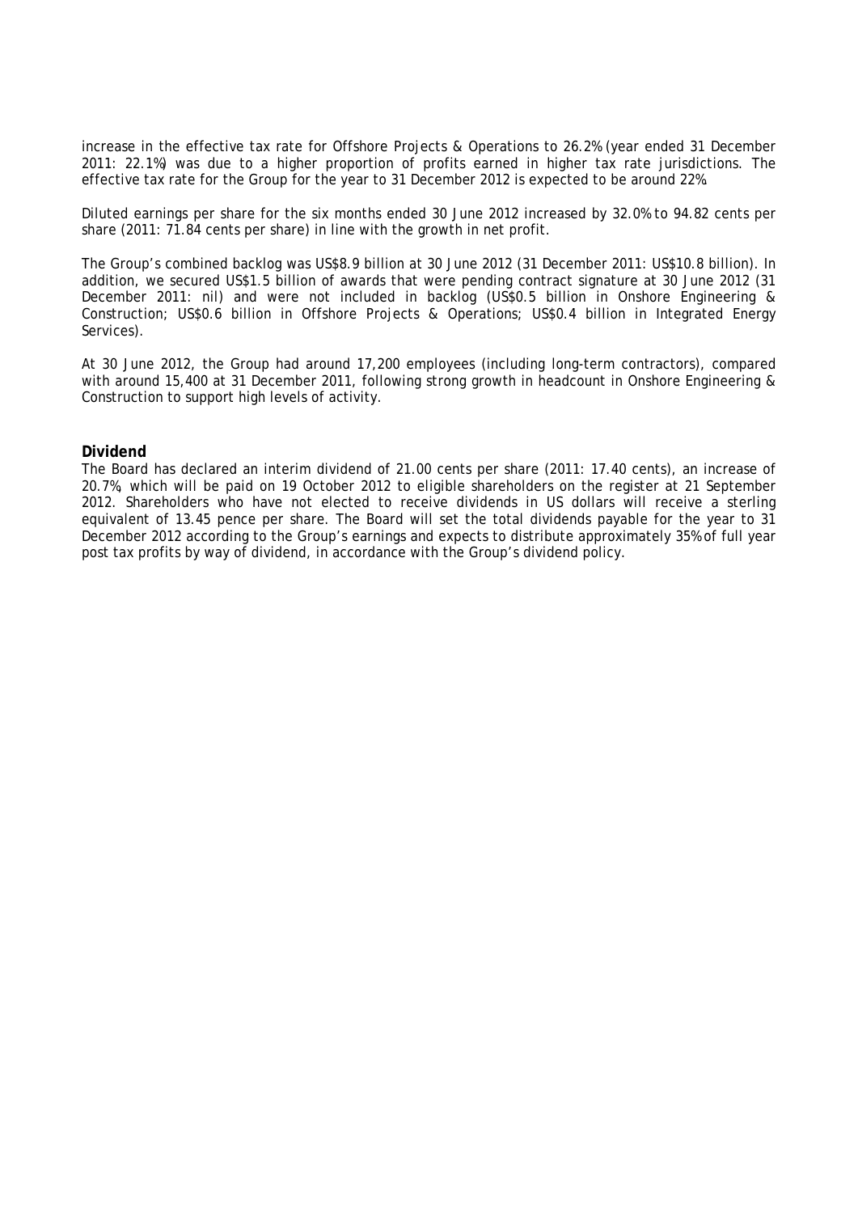increase in the effective tax rate for Offshore Projects & Operations to 26.2% (year ended 31 December 2011: 22.1%) was due to a higher proportion of profits earned in higher tax rate jurisdictions. The effective tax rate for the Group for the year to 31 December 2012 is expected to be around 22%.

Diluted earnings per share for the six months ended 30 June 2012 increased by 32.0% to 94.82 cents per share (2011: 71.84 cents per share) in line with the growth in net profit.

The Group's combined backlog was US$8.9 billion at 30 June 2012 (31 December 2011: US$10.8 billion). In addition, we secured US$1.5 billion of awards that were pending contract signature at 30 June 2012 (31 December 2011: nil) and were not included in backlog (US$0.5 billion in Onshore Engineering & Construction; US$0.6 billion in Offshore Projects & Operations; US$0.4 billion in Integrated Energy Services).

At 30 June 2012, the Group had around 17,200 employees (including long-term contractors), compared with around 15,400 at 31 December 2011, following strong growth in headcount in Onshore Engineering & Construction to support high levels of activity.

**Dividend**

The Board has declared an interim dividend of 21.00 cents per share (2011: 17.40 cents), an increase of 20.7%, which will be paid on 19 October 2012 to eligible shareholders on the register at 21 September 2012. Shareholders who have not elected to receive dividends in US dollars will receive a sterling equivalent of 13.45 pence per share. The Board will set the total dividends payable for the year to 31 December 2012 according to the Group's earnings and expects to distribute approximately 35% of full year post tax profits by way of dividend, in accordance with the Group's dividend policy.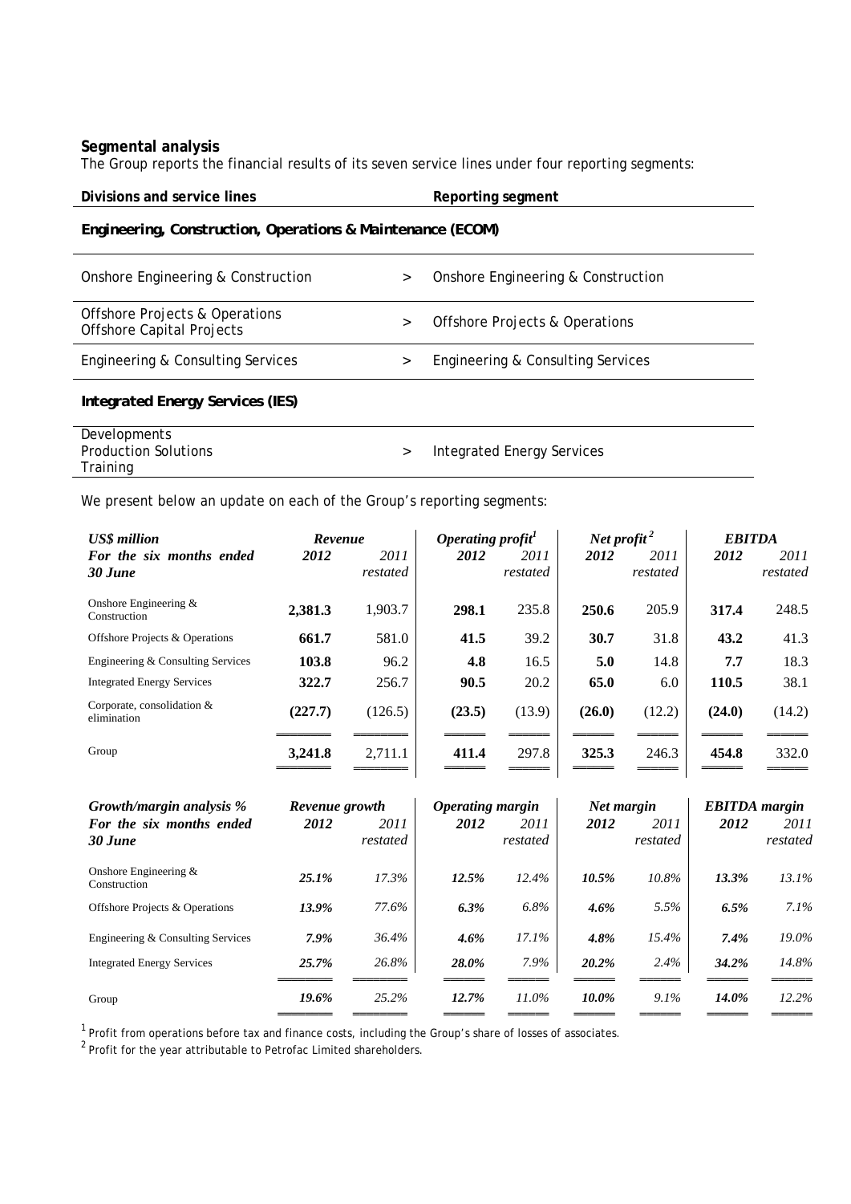## Segmental analysis

The Group reports the financial results of its seven service lines under four reporting segments:

| Divisions and service lines | | Reporting segment |
|---|---|---|
| **Engineering, Construction, Operations & Maintenance (ECOM)** | | |
| Onshore Engineering & Construction | > | Onshore Engineering & Construction |
| Offshore Projects & Operations<br>Offshore Capital Projects | > | Offshore Projects & Operations |
| Engineering & Consulting Services | > | Engineering & Consulting Services |
| **Integrated Energy Services (IES)** | | |
| Developments<br>Production Solutions<br>Training | > | Integrated Energy Services |

We present below an update on each of the Group's reporting segments:

| *US$ million* | *Revenue* | | *Operating profit*[1] | | *Net profit*[2] | | *EBITDA* | |
|---|---|---|---|---|---|---|---|---|
| ***For the six months ended 30 June*** | ***2012*** | *2011 restated* | ***2012*** | *2011 restated* | ***2012*** | *2011 restated* | ***2012*** | *2011 restated* |
| Onshore Engineering & Construction | **2,381.3** | 1,903.7 | **298.1** | 235.8 | **250.6** | 205.9 | **317.4** | 248.5 |
| Offshore Projects & Operations | **661.7** | 581.0 | **41.5** | 39.2 | **30.7** | 31.8 | **43.2** | 41.3 |
| Engineering & Consulting Services | **103.8** | 96.2 | **4.8** | 16.5 | **5.0** | 14.8 | **7.7** | 18.3 |
| Integrated Energy Services | **322.7** | 256.7 | **90.5** | 20.2 | **65.0** | 6.0 | **110.5** | 38.1 |
| Corporate, consolidation & elimination | **(227.7)** | (126.5) | **(23.5)** | (13.9) | **(26.0)** | (12.2) | **(24.0)** | (14.2) |
| Group | **3,241.8** | 2,711.1 | **411.4** | 297.8 | **325.3** | 246.3 | **454.8** | 332.0 |

| *Growth/margin analysis %* | *Revenue growth* | | *Operating margin* | | *Net margin* | | *EBITDA margin* | |
|---|---|---|---|---|---|---|---|---|
| ***For the six months ended 30 June*** | ***2012*** | *2011 restated* | ***2012*** | *2011 restated* | ***2012*** | *2011 restated* | ***2012*** | *2011 restated* |
| Onshore Engineering & Construction | ***25.1%*** | *17.3%* | ***12.5%*** | *12.4%* | ***10.5%*** | *10.8%* | ***13.3%*** | *13.1%* |
| Offshore Projects & Operations | ***13.9%*** | *77.6%* | ***6.3%*** | *6.8%* | ***4.6%*** | *5.5%* | ***6.5%*** | *7.1%* |
| Engineering & Consulting Services | ***7.9%*** | *36.4%* | ***4.6%*** | *17.1%* | ***4.8%*** | *15.4%* | ***7.4%*** | *19.0%* |
| Integrated Energy Services | ***25.7%*** | *26.8%* | ***28.0%*** | *7.9%* | ***20.2%*** | *2.4%* | ***34.2%*** | *14.8%* |
| Group | ***19.6%*** | *25.2%* | ***12.7%*** | *11.0%* | ***10.0%*** | *9.1%* | ***14.0%*** | *12.2%* |

[1] Profit from operations before tax and finance costs, including the Group's share of losses of associates.
[2] Profit for the year attributable to Petrofac Limited shareholders.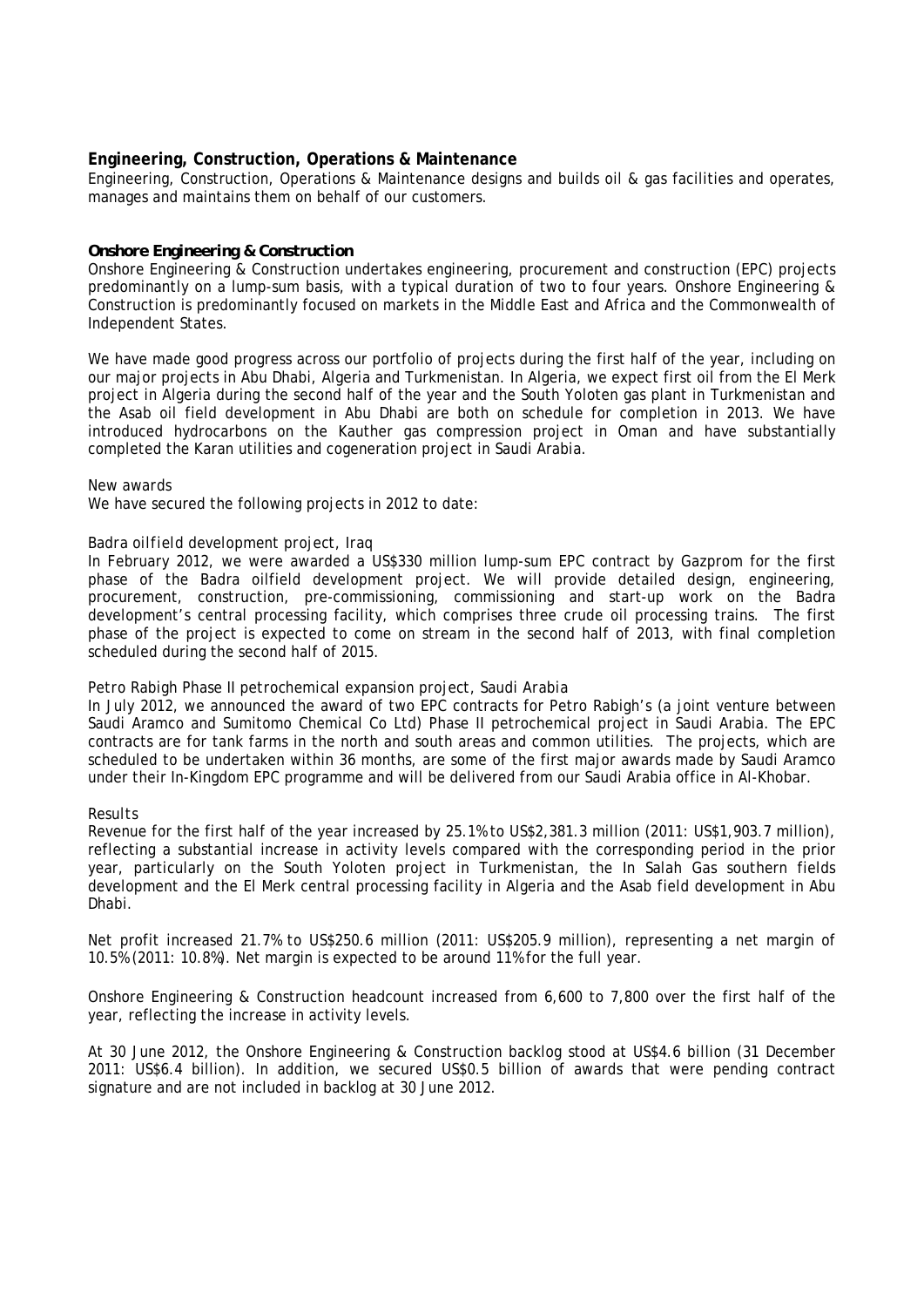## Engineering, Construction, Operations & Maintenance

Engineering, Construction, Operations & Maintenance designs and builds oil & gas facilities and operates, manages and maintains them on behalf of our customers.

### *Onshore Engineering & Construction*

Onshore Engineering & Construction undertakes engineering, procurement and construction (EPC) projects predominantly on a lump-sum basis, with a typical duration of two to four years. Onshore Engineering & Construction is predominantly focused on markets in the Middle East and Africa and the Commonwealth of Independent States.

We have made good progress across our portfolio of projects during the first half of the year, including on our major projects in Abu Dhabi, Algeria and Turkmenistan. In Algeria, we expect first oil from the El Merk project in Algeria during the second half of the year and the South Yoloten gas plant in Turkmenistan and the Asab oil field development in Abu Dhabi are both on schedule for completion in 2013. We have introduced hydrocarbons on the Kauther gas compression project in Oman and have substantially completed the Karan utilities and cogeneration project in Saudi Arabia.

*New awards*

We have secured the following projects in 2012 to date:

*Badra oilfield development project, Iraq*

In February 2012, we were awarded a US$330 million lump-sum EPC contract by Gazprom for the first phase of the Badra oilfield development project. We will provide detailed design, engineering, procurement, construction, pre-commissioning, commissioning and start-up work on the Badra development's central processing facility, which comprises three crude oil processing trains. The first phase of the project is expected to come on stream in the second half of 2013, with final completion scheduled during the second half of 2015.

*Petro Rabigh Phase II petrochemical expansion project, Saudi Arabia*

In July 2012, we announced the award of two EPC contracts for Petro Rabigh's (a joint venture between Saudi Aramco and Sumitomo Chemical Co Ltd) Phase II petrochemical project in Saudi Arabia. The EPC contracts are for tank farms in the north and south areas and common utilities. The projects, which are scheduled to be undertaken within 36 months, are some of the first major awards made by Saudi Aramco under their In-Kingdom EPC programme and will be delivered from our Saudi Arabia office in Al-Khobar.

*Results*

Revenue for the first half of the year increased by 25.1% to US$2,381.3 million (2011: US$1,903.7 million), reflecting a substantial increase in activity levels compared with the corresponding period in the prior year, particularly on the South Yoloten project in Turkmenistan, the In Salah Gas southern fields development and the El Merk central processing facility in Algeria and the Asab field development in Abu Dhabi.

Net profit increased 21.7% to US$250.6 million (2011: US$205.9 million), representing a net margin of 10.5% (2011: 10.8%). Net margin is expected to be around 11% for the full year.

Onshore Engineering & Construction headcount increased from 6,600 to 7,800 over the first half of the year, reflecting the increase in activity levels.

At 30 June 2012, the Onshore Engineering & Construction backlog stood at US$4.6 billion (31 December 2011: US$6.4 billion). In addition, we secured US$0.5 billion of awards that were pending contract signature and are not included in backlog at 30 June 2012.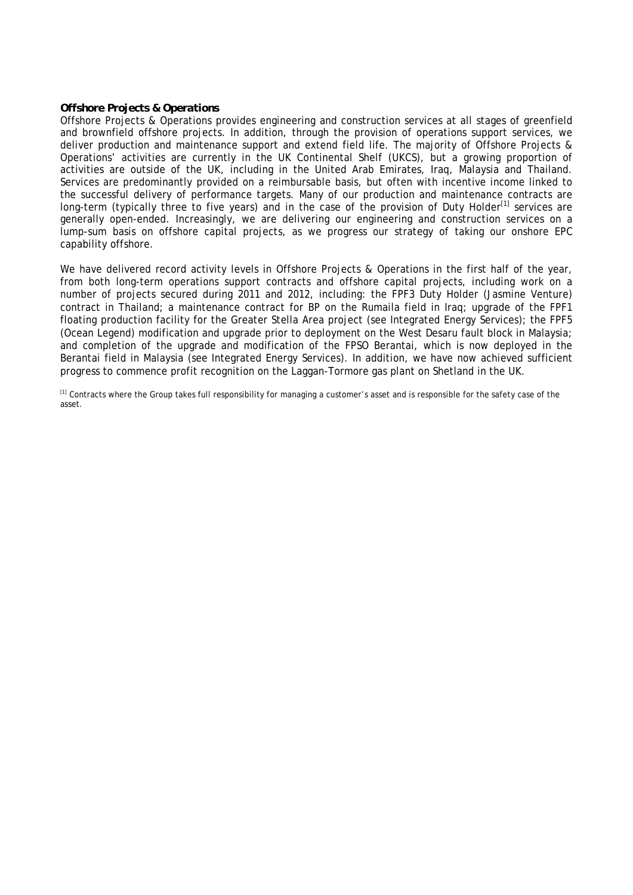**Offshore Projects & Operations**

Offshore Projects & Operations provides engineering and construction services at all stages of greenfield and brownfield offshore projects. In addition, through the provision of operations support services, we deliver production and maintenance support and extend field life. The majority of Offshore Projects & Operations' activities are currently in the UK Continental Shelf (UKCS), but a growing proportion of activities are outside of the UK, including in the United Arab Emirates, Iraq, Malaysia and Thailand. Services are predominantly provided on a reimbursable basis, but often with incentive income linked to the successful delivery of performance targets. Many of our production and maintenance contracts are long-term (typically three to five years) and in the case of the provision of Duty Holder[1] services are generally open-ended. Increasingly, we are delivering our engineering and construction services on a lump-sum basis on offshore capital projects, as we progress our strategy of taking our onshore EPC capability offshore.

We have delivered record activity levels in Offshore Projects & Operations in the first half of the year, from both long-term operations support contracts and offshore capital projects, including work on a number of projects secured during 2011 and 2012, including: the FPF3 Duty Holder (Jasmine Venture) contract in Thailand; a maintenance contract for BP on the Rumaila field in Iraq; upgrade of the FPF1 floating production facility for the Greater Stella Area project (see Integrated Energy Services); the FPF5 (Ocean Legend) modification and upgrade prior to deployment on the West Desaru fault block in Malaysia; and completion of the upgrade and modification of the FPSO Berantai, which is now deployed in the Berantai field in Malaysia (see Integrated Energy Services). In addition, we have now achieved sufficient progress to commence profit recognition on the Laggan-Tormore gas plant on Shetland in the UK.

[1] Contracts where the Group takes full responsibility for managing a customer's asset and is responsible for the safety case of the asset.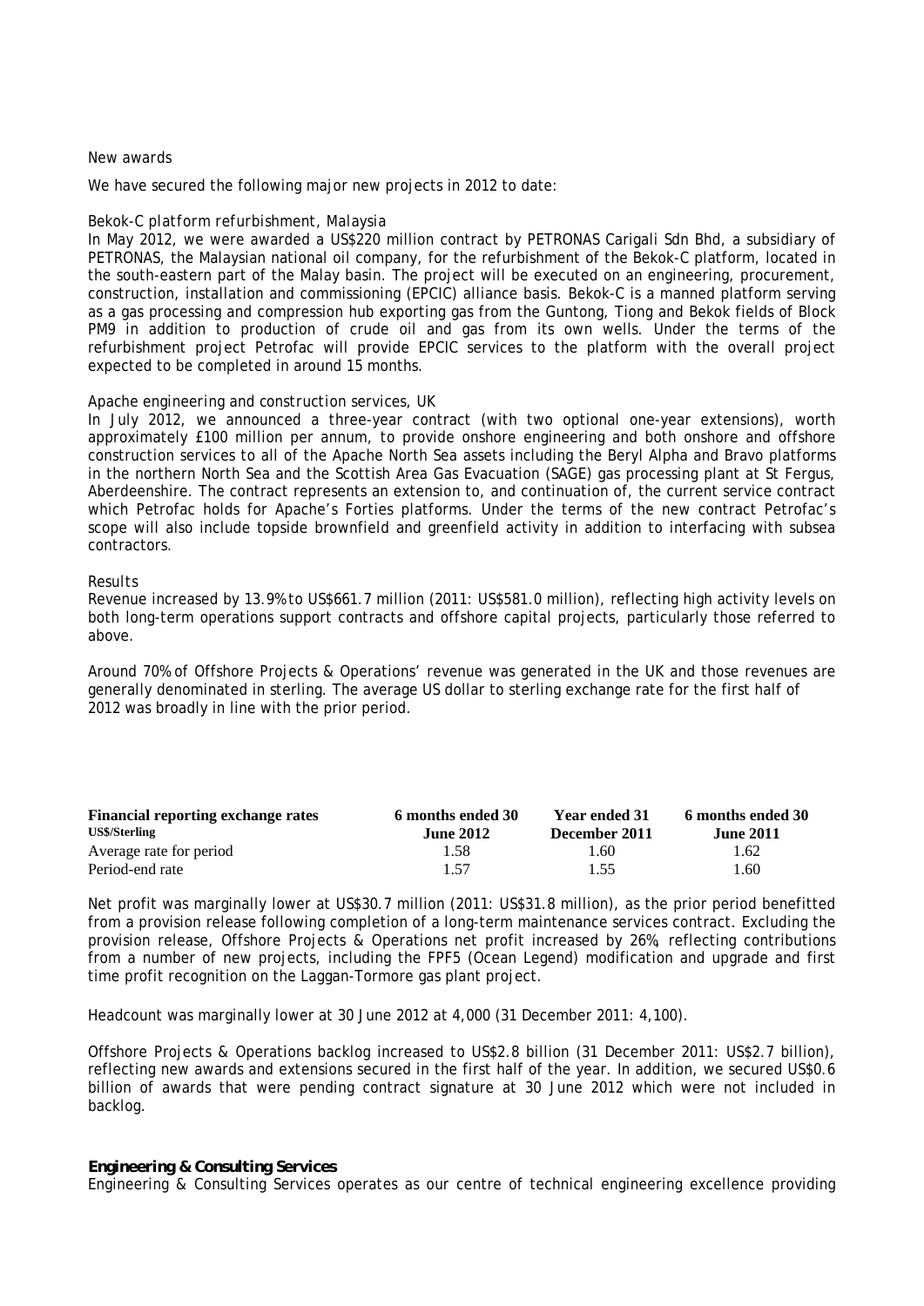New awards

We have secured the following major new projects in 2012 to date:

*Bekok-C platform refurbishment, Malaysia*

In May 2012, we were awarded a US$220 million contract by PETRONAS Carigali Sdn Bhd, a subsidiary of PETRONAS, the Malaysian national oil company, for the refurbishment of the Bekok-C platform, located in the south-eastern part of the Malay basin. The project will be executed on an engineering, procurement, construction, installation and commissioning (EPCIC) alliance basis. Bekok-C is a manned platform serving as a gas processing and compression hub exporting gas from the Guntong, Tiong and Bekok fields of Block PM9 in addition to production of crude oil and gas from its own wells. Under the terms of the refurbishment project Petrofac will provide EPCIC services to the platform with the overall project expected to be completed in around 15 months.

*Apache engineering and construction services, UK*

In July 2012, we announced a three-year contract (with two optional one-year extensions), worth approximately £100 million per annum, to provide onshore engineering and both onshore and offshore construction services to all of the Apache North Sea assets including the Beryl Alpha and Bravo platforms in the northern North Sea and the Scottish Area Gas Evacuation (SAGE) gas processing plant at St Fergus, Aberdeenshire. The contract represents an extension to, and continuation of, the current service contract which Petrofac holds for Apache's Forties platforms. Under the terms of the new contract Petrofac's scope will also include topside brownfield and greenfield activity in addition to interfacing with subsea contractors.

*Results*

Revenue increased by 13.9% to US$661.7 million (2011: US$581.0 million), reflecting high activity levels on both long-term operations support contracts and offshore capital projects, particularly those referred to above.

Around 70% of Offshore Projects & Operations' revenue was generated in the UK and those revenues are generally denominated in sterling. The average US dollar to sterling exchange rate for the first half of 2012 was broadly in line with the prior period.

| **Financial reporting exchange rates** US$/Sterling | **6 months ended 30 June 2012** | **Year ended 31 December 2011** | **6 months ended 30 June 2011** |
|---|---|---|---|
| Average rate for period | 1.58 | 1.60 | 1.62 |
| Period-end rate | 1.57 | 1.55 | 1.60 |

Net profit was marginally lower at US$30.7 million (2011: US$31.8 million), as the prior period benefitted from a provision release following completion of a long-term maintenance services contract. Excluding the provision release, Offshore Projects & Operations net profit increased by 26%, reflecting contributions from a number of new projects, including the FPF5 (Ocean Legend) modification and upgrade and first time profit recognition on the Laggan-Tormore gas plant project.

Headcount was marginally lower at 30 June 2012 at 4,000 (31 December 2011: 4,100).

Offshore Projects & Operations backlog increased to US$2.8 billion (31 December 2011: US$2.7 billion), reflecting new awards and extensions secured in the first half of the year. In addition, we secured US$0.6 billion of awards that were pending contract signature at 30 June 2012 which were not included in backlog.

**Engineering & Consulting Services**

Engineering & Consulting Services operates as our centre of technical engineering excellence providing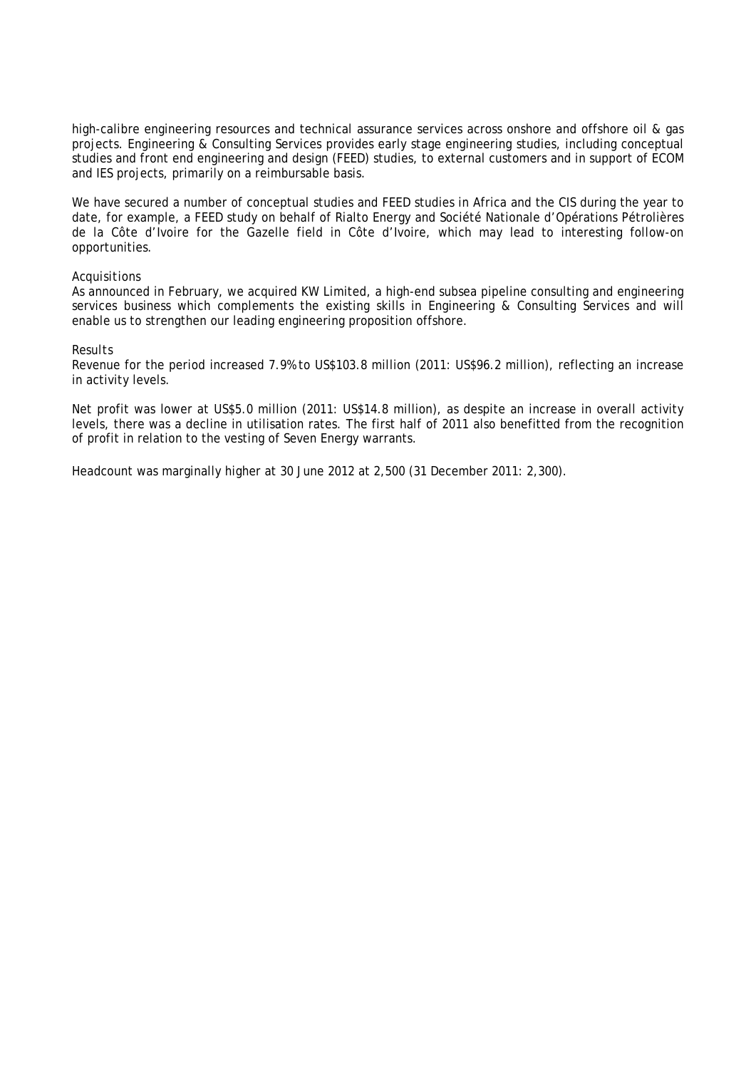high-calibre engineering resources and technical assurance services across onshore and offshore oil & gas projects. Engineering & Consulting Services provides early stage engineering studies, including conceptual studies and front end engineering and design (FEED) studies, to external customers and in support of ECOM and IES projects, primarily on a reimbursable basis.

We have secured a number of conceptual studies and FEED studies in Africa and the CIS during the year to date, for example, a FEED study on behalf of Rialto Energy and Société Nationale d'Opérations Pétrolières de la Côte d'Ivoire for the Gazelle field in Côte d'Ivoire, which may lead to interesting follow-on opportunities.

*Acquisitions*

As announced in February, we acquired KW Limited, a high-end subsea pipeline consulting and engineering services business which complements the existing skills in Engineering & Consulting Services and will enable us to strengthen our leading engineering proposition offshore.

*Results*

Revenue for the period increased 7.9% to US$103.8 million (2011: US$96.2 million), reflecting an increase in activity levels.

Net profit was lower at US$5.0 million (2011: US$14.8 million), as despite an increase in overall activity levels, there was a decline in utilisation rates. The first half of 2011 also benefitted from the recognition of profit in relation to the vesting of Seven Energy warrants.

Headcount was marginally higher at 30 June 2012 at 2,500 (31 December 2011: 2,300).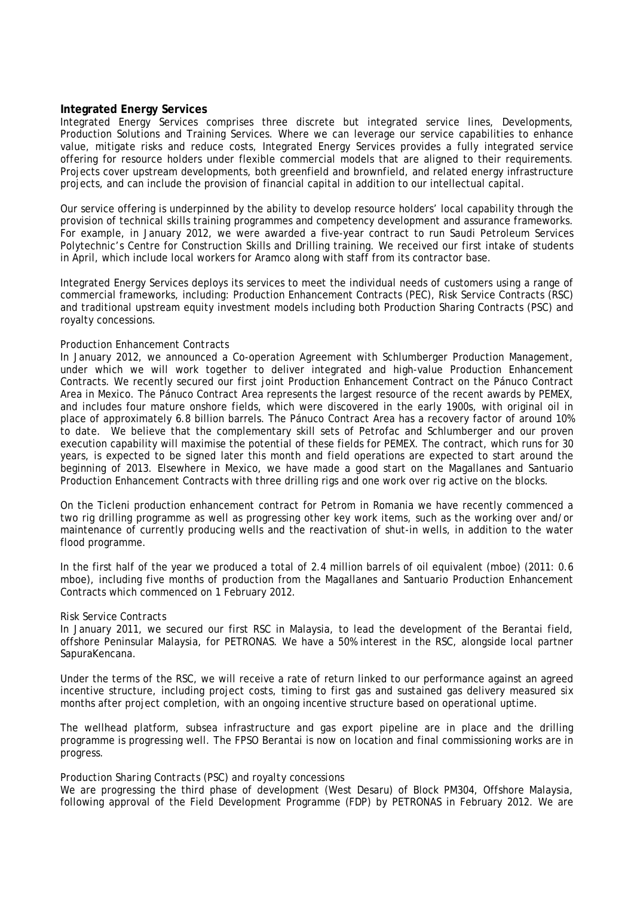## Integrated Energy Services

Integrated Energy Services comprises three discrete but integrated service lines, Developments, Production Solutions and Training Services. Where we can leverage our service capabilities to enhance value, mitigate risks and reduce costs, Integrated Energy Services provides a fully integrated service offering for resource holders under flexible commercial models that are aligned to their requirements. Projects cover upstream developments, both greenfield and brownfield, and related energy infrastructure projects, and can include the provision of financial capital in addition to our intellectual capital.

Our service offering is underpinned by the ability to develop resource holders' local capability through the provision of technical skills training programmes and competency development and assurance frameworks. For example, in January 2012, we were awarded a five-year contract to run Saudi Petroleum Services Polytechnic's Centre for Construction Skills and Drilling training. We received our first intake of students in April, which include local workers for Aramco along with staff from its contractor base.

Integrated Energy Services deploys its services to meet the individual needs of customers using a range of commercial frameworks, including: Production Enhancement Contracts (PEC), Risk Service Contracts (RSC) and traditional upstream equity investment models including both Production Sharing Contracts (PSC) and royalty concessions.

### *Production Enhancement Contracts*

In January 2012, we announced a Co-operation Agreement with Schlumberger Production Management, under which we will work together to deliver integrated and high-value Production Enhancement Contracts. We recently secured our first joint Production Enhancement Contract on the Pánuco Contract Area in Mexico. The Pánuco Contract Area represents the largest resource of the recent awards by PEMEX, and includes four mature onshore fields, which were discovered in the early 1900s, with original oil in place of approximately 6.8 billion barrels. The Pánuco Contract Area has a recovery factor of around 10% to date. We believe that the complementary skill sets of Petrofac and Schlumberger and our proven execution capability will maximise the potential of these fields for PEMEX. The contract, which runs for 30 years, is expected to be signed later this month and field operations are expected to start around the beginning of 2013. Elsewhere in Mexico, we have made a good start on the Magallanes and Santuario Production Enhancement Contracts with three drilling rigs and one work over rig active on the blocks.

On the Ticleni production enhancement contract for Petrom in Romania we have recently commenced a two rig drilling programme as well as progressing other key work items, such as the working over and/or maintenance of currently producing wells and the reactivation of shut-in wells, in addition to the water flood programme.

In the first half of the year we produced a total of 2.4 million barrels of oil equivalent (mboe) (2011: 0.6 mboe), including five months of production from the Magallanes and Santuario Production Enhancement Contracts which commenced on 1 February 2012.

### *Risk Service Contracts*

In January 2011, we secured our first RSC in Malaysia, to lead the development of the Berantai field, offshore Peninsular Malaysia, for PETRONAS. We have a 50% interest in the RSC, alongside local partner SapuraKencana.

Under the terms of the RSC, we will receive a rate of return linked to our performance against an agreed incentive structure, including project costs, timing to first gas and sustained gas delivery measured six months after project completion, with an ongoing incentive structure based on operational uptime.

The wellhead platform, subsea infrastructure and gas export pipeline are in place and the drilling programme is progressing well. The FPSO Berantai is now on location and final commissioning works are in progress.

### *Production Sharing Contracts (PSC) and royalty concessions*

We are progressing the third phase of development (West Desaru) of Block PM304, Offshore Malaysia, following approval of the Field Development Programme (FDP) by PETRONAS in February 2012. We are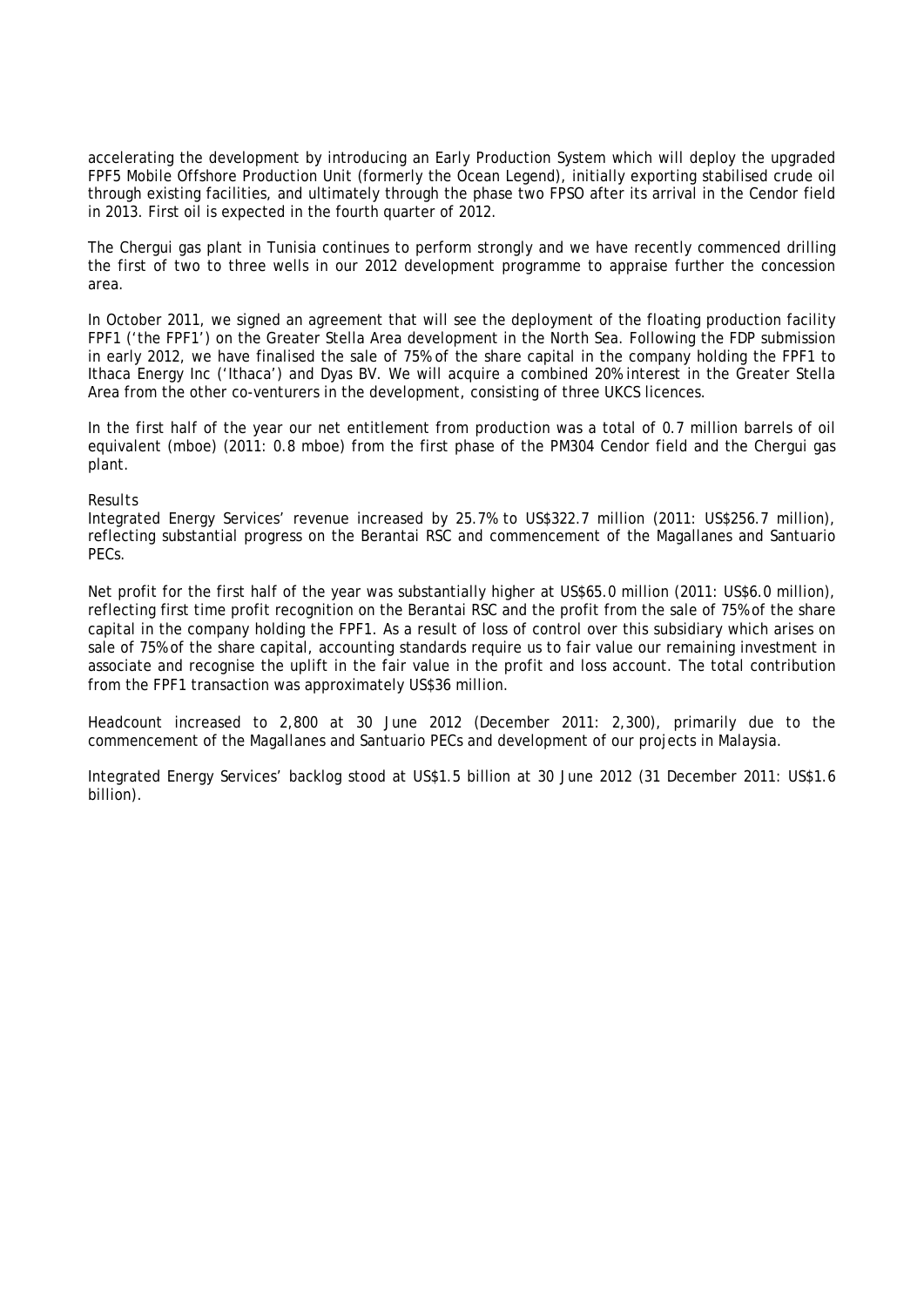accelerating the development by introducing an Early Production System which will deploy the upgraded FPF5 Mobile Offshore Production Unit (formerly the Ocean Legend), initially exporting stabilised crude oil through existing facilities, and ultimately through the phase two FPSO after its arrival in the Cendor field in 2013. First oil is expected in the fourth quarter of 2012.

The Chergui gas plant in Tunisia continues to perform strongly and we have recently commenced drilling the first of two to three wells in our 2012 development programme to appraise further the concession area.

In October 2011, we signed an agreement that will see the deployment of the floating production facility FPF1 ('the FPF1') on the Greater Stella Area development in the North Sea. Following the FDP submission in early 2012, we have finalised the sale of 75% of the share capital in the company holding the FPF1 to Ithaca Energy Inc ('Ithaca') and Dyas BV. We will acquire a combined 20% interest in the Greater Stella Area from the other co-venturers in the development, consisting of three UKCS licences.

In the first half of the year our net entitlement from production was a total of 0.7 million barrels of oil equivalent (mboe) (2011: 0.8 mboe) from the first phase of the PM304 Cendor field and the Chergui gas plant.

*Results*

Integrated Energy Services' revenue increased by 25.7% to US$322.7 million (2011: US$256.7 million), reflecting substantial progress on the Berantai RSC and commencement of the Magallanes and Santuario PECs.

Net profit for the first half of the year was substantially higher at US$65.0 million (2011: US$6.0 million), reflecting first time profit recognition on the Berantai RSC and the profit from the sale of 75% of the share capital in the company holding the FPF1. As a result of loss of control over this subsidiary which arises on sale of 75% of the share capital, accounting standards require us to fair value our remaining investment in associate and recognise the uplift in the fair value in the profit and loss account. The total contribution from the FPF1 transaction was approximately US$36 million.

Headcount increased to 2,800 at 30 June 2012 (December 2011: 2,300), primarily due to the commencement of the Magallanes and Santuario PECs and development of our projects in Malaysia.

Integrated Energy Services' backlog stood at US$1.5 billion at 30 June 2012 (31 December 2011: US$1.6 billion).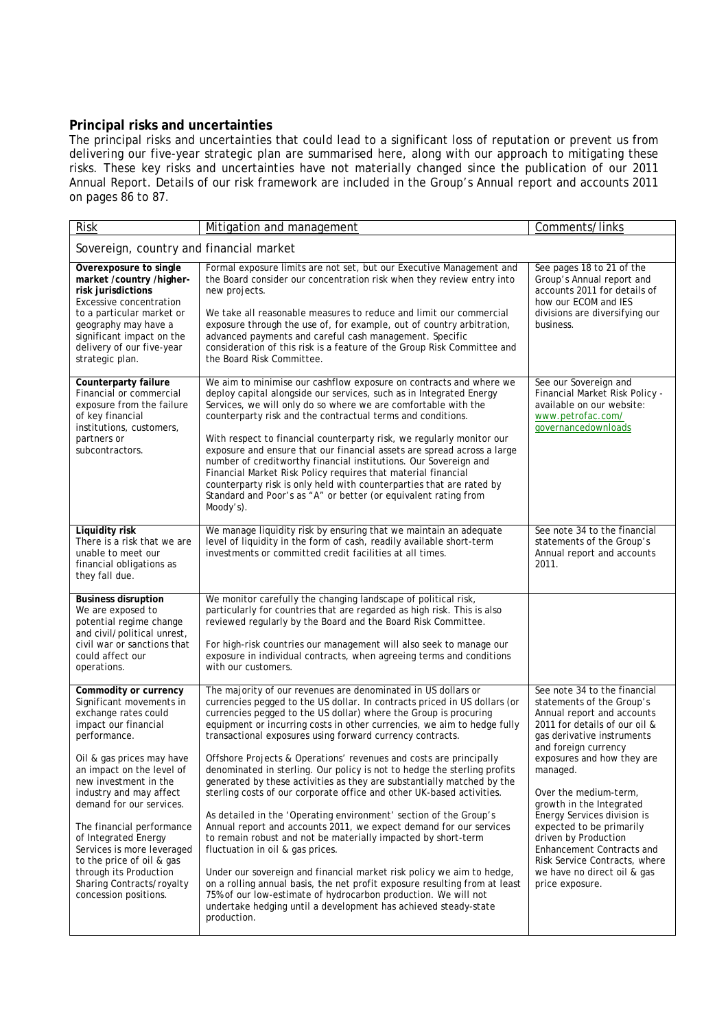## Principal risks and uncertainties

The principal risks and uncertainties that could lead to a significant loss of reputation or prevent us from delivering our five-year strategic plan are summarised here, along with our approach to mitigating these risks. These key risks and uncertainties have not materially changed since the publication of our 2011 Annual Report. Details of our risk framework are included in the Group's Annual report and accounts 2011 on pages 86 to 87.

| Risk | Mitigation and management | Comments/links |
|---|---|---|
| Sovereign, country and financial market | | |
| **Overexposure to single market /country /higher-risk jurisdictions**<br>Excessive concentration to a particular market or geography may have a significant impact on the delivery of our five-year strategic plan. | Formal exposure limits are not set, but our Executive Management and the Board consider our concentration risk when they review entry into new projects.<br><br>We take all reasonable measures to reduce and limit our commercial exposure through the use of, for example, out of country arbitration, advanced payments and careful cash management. Specific consideration of this risk is a feature of the Group Risk Committee and the Board Risk Committee. | See pages 18 to 21 of the Group's Annual report and accounts 2011 for details of how our ECOM and IES divisions are diversifying our business. |
| **Counterparty failure**<br>Financial or commercial exposure from the failure of key financial institutions, customers, partners or subcontractors. | We aim to minimise our cashflow exposure on contracts and where we deploy capital alongside our services, such as in Integrated Energy Services, we will only do so where we are comfortable with the counterparty risk and the contractual terms and conditions.<br><br>With respect to financial counterparty risk, we regularly monitor our exposure and ensure that our financial assets are spread across a large number of creditworthy financial institutions. Our Sovereign and Financial Market Risk Policy requires that material financial counterparty risk is only held with counterparties that are rated by Standard and Poor's as "A" or better (or equivalent rating from Moody's). | See our Sovereign and Financial Market Risk Policy - available on our website: www.petrofac.com/governancedownloads |
| **Liquidity risk**<br>There is a risk that we are unable to meet our financial obligations as they fall due. | We manage liquidity risk by ensuring that we maintain an adequate level of liquidity in the form of cash, readily available short-term investments or committed credit facilities at all times. | See note 34 to the financial statements of the Group's Annual report and accounts 2011. |
| **Business disruption**<br>We are exposed to potential regime change and civil/political unrest, civil war or sanctions that could affect our operations. | We monitor carefully the changing landscape of political risk, particularly for countries that are regarded as high risk. This is also reviewed regularly by the Board and the Board Risk Committee.<br><br>For high-risk countries our management will also seek to manage our exposure in individual contracts, when agreeing terms and conditions with our customers. | |
| **Commodity or currency**<br>Significant movements in exchange rates could impact our financial performance.<br><br>Oil & gas prices may have an impact on the level of new investment in the industry and may affect demand for our services.<br><br>The financial performance of Integrated Energy Services is more leveraged to the price of oil & gas through its Production Sharing Contracts/royalty concession positions. | The majority of our revenues are denominated in US dollars or currencies pegged to the US dollar. In contracts priced in US dollars (or currencies pegged to the US dollar) where the Group is procuring equipment or incurring costs in other currencies, we aim to hedge fully transactional exposures using forward currency contracts.<br><br>Offshore Projects & Operations' revenues and costs are principally denominated in sterling. Our policy is not to hedge the sterling profits generated by these activities as they are substantially matched by the sterling costs of our corporate office and other UK-based activities.<br><br>As detailed in the 'Operating environment' section of the Group's Annual report and accounts 2011, we expect demand for our services to remain robust and not be materially impacted by short-term fluctuation in oil & gas prices.<br><br>Under our sovereign and financial market risk policy we aim to hedge, on a rolling annual basis, the net profit exposure resulting from at least 75% of our low-estimate of hydrocarbon production. We will not undertake hedging until a development has achieved steady-state production. | See note 34 to the financial statements of the Group's Annual report and accounts 2011 for details of our oil & gas derivative instruments and foreign currency exposures and how they are managed.<br><br>Over the medium-term, growth in the Integrated Energy Services division is expected to be primarily driven by Production Enhancement Contracts and Risk Service Contracts, where we have no direct oil & gas price exposure. |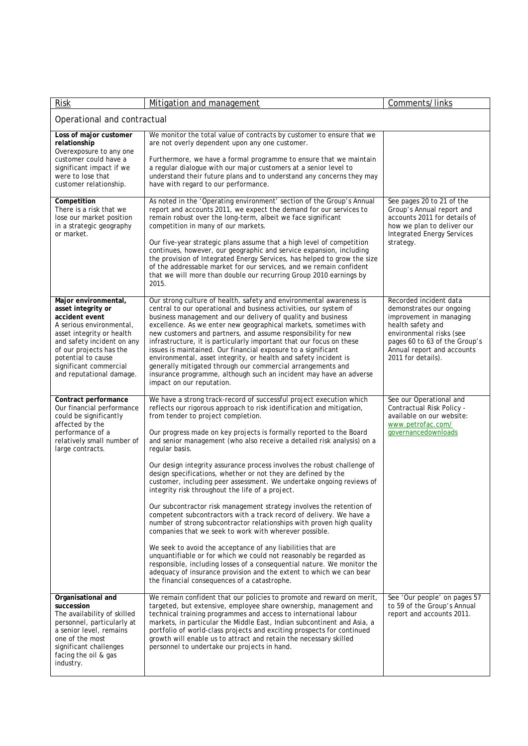| Risk | Mitigation and management | Comments/links |
| --- | --- | --- |
| Operational and contractual | | |
| **Loss of major customer relationship**<br>Overexposure to any one customer could have a significant impact if we were to lose that customer relationship. | We monitor the total value of contracts by customer to ensure that we are not overly dependent upon any one customer.<br><br>Furthermore, we have a formal programme to ensure that we maintain a regular dialogue with our major customers at a senior level to understand their future plans and to understand any concerns they may have with regard to our performance. | |
| **Competition**<br>There is a risk that we lose our market position in a strategic geography or market. | As noted in the 'Operating environment' section of the Group's Annual report and accounts 2011, we expect the demand for our services to remain robust over the long-term, albeit we face significant competition in many of our markets.<br><br>Our five-year strategic plans assume that a high level of competition continues, however, our geographic and service expansion, including the provision of Integrated Energy Services, has helped to grow the size of the addressable market for our services, and we remain confident that we will more than double our recurring Group 2010 earnings by 2015. | See pages 20 to 21 of the Group's Annual report and accounts 2011 for details of how we plan to deliver our Integrated Energy Services strategy. |
| **Major environmental, asset integrity or accident event**<br>A serious environmental, asset integrity or health and safety incident on any of our projects has the potential to cause significant commercial and reputational damage. | Our strong culture of health, safety and environmental awareness is central to our operational and business activities, our system of business management and our delivery of quality and business excellence. As we enter new geographical markets, sometimes with new customers and partners, and assume responsibility for new infrastructure, it is particularly important that our focus on these issues is maintained. Our financial exposure to a significant environmental, asset integrity, or health and safety incident is generally mitigated through our commercial arrangements and insurance programme, although such an incident may have an adverse impact on our reputation. | Recorded incident data demonstrates our ongoing improvement in managing health safety and environmental risks (see pages 60 to 63 of the Group's Annual report and accounts 2011 for details). |
| **Contract performance**<br>Our financial performance could be significantly affected by the performance of a relatively small number of large contracts. | We have a strong track-record of successful project execution which reflects our rigorous approach to risk identification and mitigation, from tender to project completion.<br><br>Our progress made on key projects is formally reported to the Board and senior management (who also receive a detailed risk analysis) on a regular basis.<br><br>Our design integrity assurance process involves the robust challenge of design specifications, whether or not they are defined by the customer, including peer assessment. We undertake ongoing reviews of integrity risk throughout the life of a project.<br><br>Our subcontractor risk management strategy involves the retention of competent subcontractors with a track record of delivery. We have a number of strong subcontractor relationships with proven high quality companies that we seek to work with wherever possible.<br><br>We seek to avoid the acceptance of any liabilities that are unquantifiable or for which we could not reasonably be regarded as responsible, including losses of a consequential nature. We monitor the adequacy of insurance provision and the extent to which we can bear the financial consequences of a catastrophe. | See our Operational and Contractual Risk Policy - available on our website: www.petrofac.com/governancedownloads |
| **Organisational and succession**<br>The availability of skilled personnel, particularly at a senior level, remains one of the most significant challenges facing the oil & gas industry. | We remain confident that our policies to promote and reward on merit, targeted, but extensive, employee share ownership, management and technical training programmes and access to international labour markets, in particular the Middle East, Indian subcontinent and Asia, a portfolio of world-class projects and exciting prospects for continued growth will enable us to attract and retain the necessary skilled personnel to undertake our projects in hand. | See 'Our people' on pages 57 to 59 of the Group's Annual report and accounts 2011. |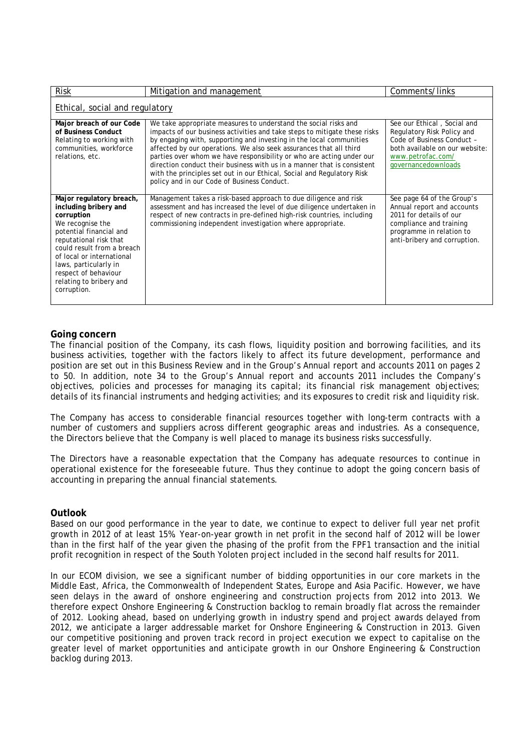| Risk | Mitigation and management | Comments/links |
|---|---|---|
| Ethical, social and regulatory | | |
| **Major breach of our Code of Business Conduct** Relating to working with communities, workforce relations, etc. | We take appropriate measures to understand the social risks and impacts of our business activities and take steps to mitigate these risks by engaging with, supporting and investing in the local communities affected by our operations. We also seek assurances that all third parties over whom we have responsibility or who are acting under our direction conduct their business with us in a manner that is consistent with the principles set out in our Ethical, Social and Regulatory Risk policy and in our Code of Business Conduct. | See our Ethical , Social and Regulatory Risk Policy and Code of Business Conduct – both available on our website: www.petrofac.com/ governancedownloads |
| **Major regulatory breach, including bribery and corruption** We recognise the potential financial and reputational risk that could result from a breach of local or international laws, particularly in respect of behaviour relating to bribery and corruption. | Management takes a risk-based approach to due diligence and risk assessment and has increased the level of due diligence undertaken in respect of new contracts in pre-defined high-risk countries, including commissioning independent investigation where appropriate. | See page 64 of the Group's Annual report and accounts 2011 for details of our compliance and training programme in relation to anti-bribery and corruption. |

## Going concern

The financial position of the Company, its cash flows, liquidity position and borrowing facilities, and its business activities, together with the factors likely to affect its future development, performance and position are set out in this Business Review and in the Group's Annual report and accounts 2011 on pages 2 to 50. In addition, note 34 to the Group's Annual report and accounts 2011 includes the Company's objectives, policies and processes for managing its capital; its financial risk management objectives; details of its financial instruments and hedging activities; and its exposures to credit risk and liquidity risk.

The Company has access to considerable financial resources together with long-term contracts with a number of customers and suppliers across different geographic areas and industries. As a consequence, the Directors believe that the Company is well placed to manage its business risks successfully.

The Directors have a reasonable expectation that the Company has adequate resources to continue in operational existence for the foreseeable future. Thus they continue to adopt the going concern basis of accounting in preparing the annual financial statements.

## Outlook

Based on our good performance in the year to date, we continue to expect to deliver full year net profit growth in 2012 of at least 15%. Year-on-year growth in net profit in the second half of 2012 will be lower than in the first half of the year given the phasing of the profit from the FPF1 transaction and the initial profit recognition in respect of the South Yoloten project included in the second half results for 2011.

In our ECOM division, we see a significant number of bidding opportunities in our core markets in the Middle East, Africa, the Commonwealth of Independent States, Europe and Asia Pacific. However, we have seen delays in the award of onshore engineering and construction projects from 2012 into 2013. We therefore expect Onshore Engineering & Construction backlog to remain broadly flat across the remainder of 2012. Looking ahead, based on underlying growth in industry spend and project awards delayed from 2012, we anticipate a larger addressable market for Onshore Engineering & Construction in 2013. Given our competitive positioning and proven track record in project execution we expect to capitalise on the greater level of market opportunities and anticipate growth in our Onshore Engineering & Construction backlog during 2013.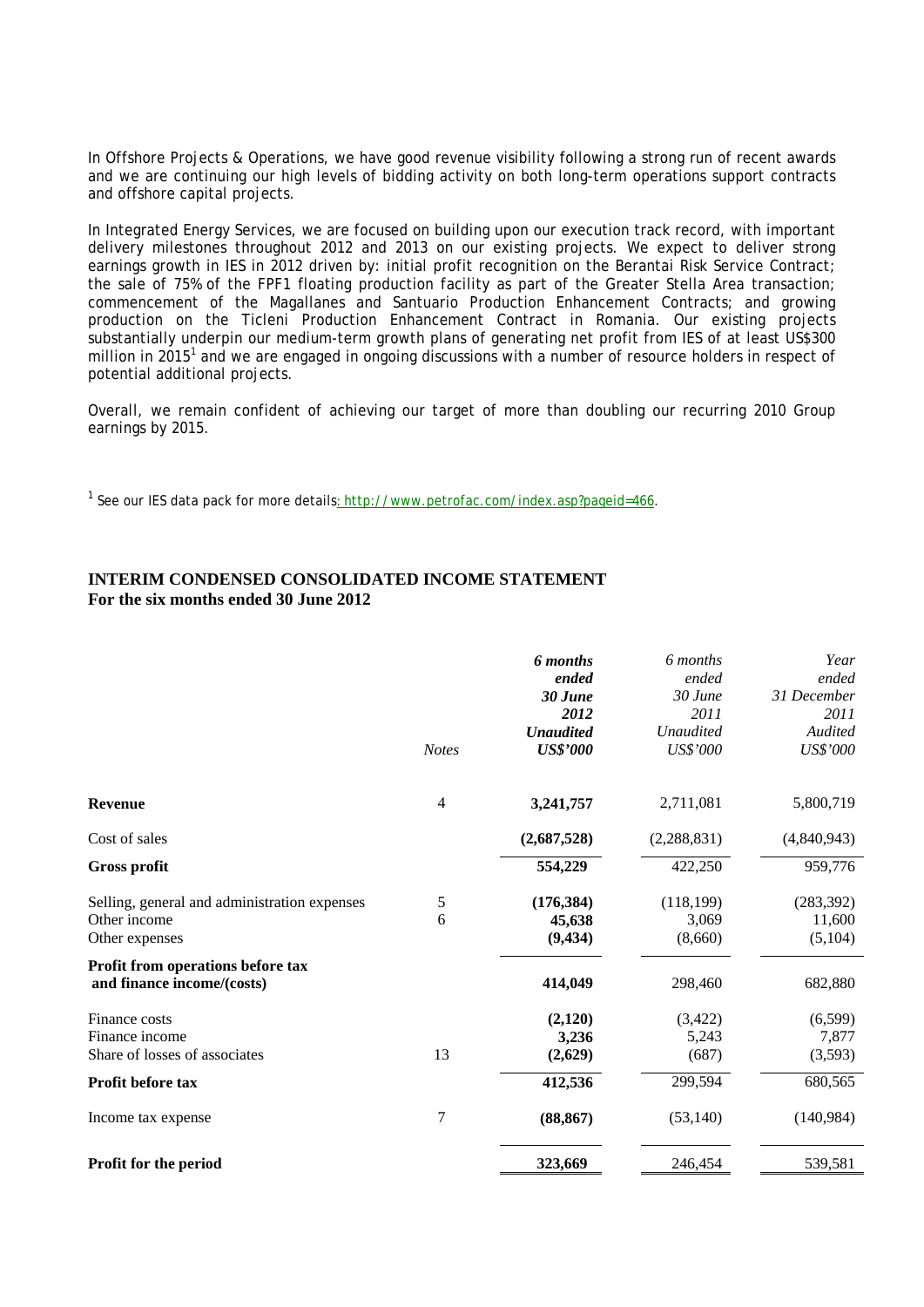In Offshore Projects & Operations, we have good revenue visibility following a strong run of recent awards and we are continuing our high levels of bidding activity on both long-term operations support contracts and offshore capital projects.

In Integrated Energy Services, we are focused on building upon our execution track record, with important delivery milestones throughout 2012 and 2013 on our existing projects. We expect to deliver strong earnings growth in IES in 2012 driven by: initial profit recognition on the Berantai Risk Service Contract; the sale of 75% of the FPF1 floating production facility as part of the Greater Stella Area transaction; commencement of the Magallanes and Santuario Production Enhancement Contracts; and growing production on the Ticleni Production Enhancement Contract in Romania. Our existing projects substantially underpin our medium-term growth plans of generating net profit from IES of at least US$300 million in 2015[1] and we are engaged in ongoing discussions with a number of resource holders in respect of potential additional projects.

Overall, we remain confident of achieving our target of more than doubling our recurring 2010 Group earnings by 2015.

[1] See our IES data pack for more details: http://www.petrofac.com/index.asp?pageid=466.

## INTERIM CONDENSED CONSOLIDATED INCOME STATEMENT
**For the six months ended 30 June 2012**

| | *Notes* | ***6 months ended 30 June 2012 Unaudited US$'000*** | *6 months ended 30 June 2011 Unaudited US$'000* | *Year ended 31 December 2011 Audited US$'000* |
|---|---|---|---|---|
| **Revenue** | 4 | **3,241,757** | 2,711,081 | 5,800,719 |
| Cost of sales | | **(2,687,528)** | (2,288,831) | (4,840,943) |
| **Gross profit** | | **554,229** | 422,250 | 959,776 |
| Selling, general and administration expenses | 5 | **(176,384)** | (118,199) | (283,392) |
| Other income | 6 | **45,638** | 3,069 | 11,600 |
| Other expenses | | **(9,434)** | (8,660) | (5,104) |
| **Profit from operations before tax and finance income/(costs)** | | **414,049** | 298,460 | 682,880 |
| Finance costs | | **(2,120)** | (3,422) | (6,599) |
| Finance income | | **3,236** | 5,243 | 7,877 |
| Share of losses of associates | 13 | **(2,629)** | (687) | (3,593) |
| **Profit before tax** | | **412,536** | 299,594 | 680,565 |
| Income tax expense | 7 | **(88,867)** | (53,140) | (140,984) |
| **Profit for the period** | | **323,669** | 246,454 | 539,581 |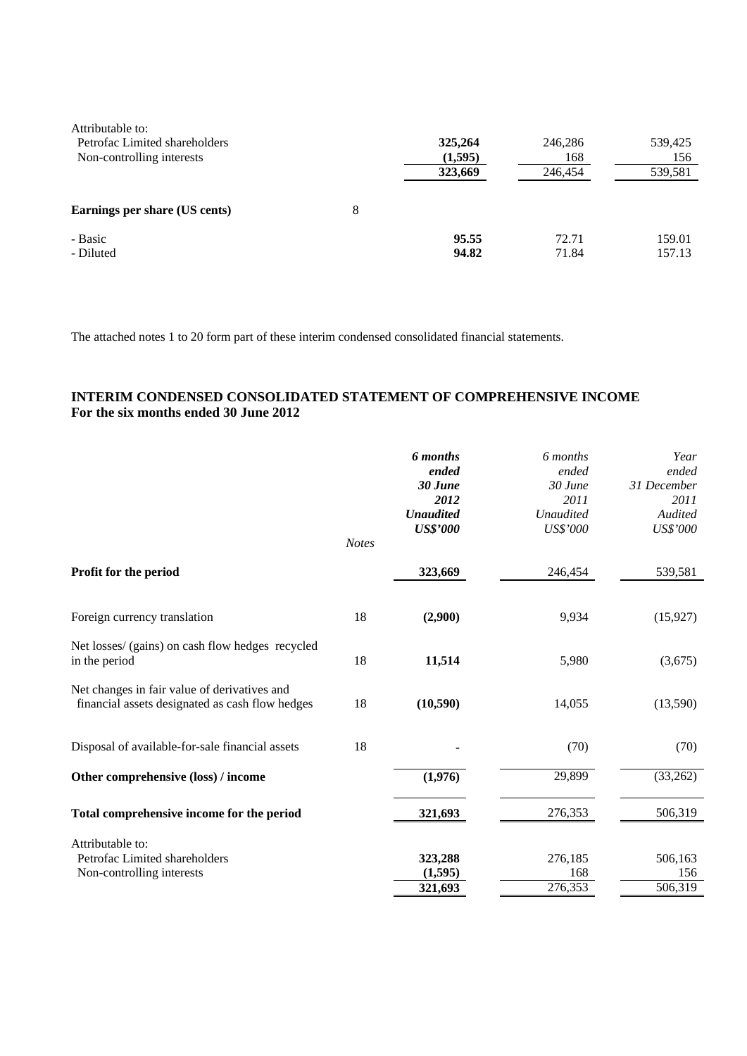| | | | | |
|---|---|---|---|---|
| Attributable to: | | | | |
| Petrofac Limited shareholders | | **325,264** | 246,286 | 539,425 |
| Non-controlling interests | | **(1,595)** | 168 | 156 |
| | | **323,669** | 246,454 | 539,581 |
| **Earnings per share (US cents)** | 8 | | | |
| - Basic | | **95.55** | 72.71 | 159.01 |
| - Diluted | | **94.82** | 71.84 | 157.13 |

The attached notes 1 to 20 form part of these interim condensed consolidated financial statements.

## INTERIM CONDENSED CONSOLIDATED STATEMENT OF COMPREHENSIVE INCOME
**For the six months ended 30 June 2012**

| | *Notes* | ***6 months ended 30 June 2012 Unaudited US$'000*** | *6 months ended 30 June 2011 Unaudited US$'000* | *Year ended 31 December 2011 Audited US$'000* |
|---|---|---|---|---|
| **Profit for the period** | | **323,669** | 246,454 | 539,581 |
| Foreign currency translation | 18 | **(2,900)** | 9,934 | (15,927) |
| Net losses/ (gains) on cash flow hedges recycled in the period | 18 | **11,514** | 5,980 | (3,675) |
| Net changes in fair value of derivatives and financial assets designated as cash flow hedges | 18 | **(10,590)** | 14,055 | (13,590) |
| Disposal of available-for-sale financial assets | 18 | **-** | (70) | (70) |
| **Other comprehensive (loss) / income** | | **(1,976)** | 29,899 | (33,262) |
| **Total comprehensive income for the period** | | **321,693** | 276,353 | 506,319 |
| Attributable to: | | | | |
| Petrofac Limited shareholders | | **323,288** | 276,185 | 506,163 |
| Non-controlling interests | | **(1,595)** | 168 | 156 |
| | | **321,693** | 276,353 | 506,319 |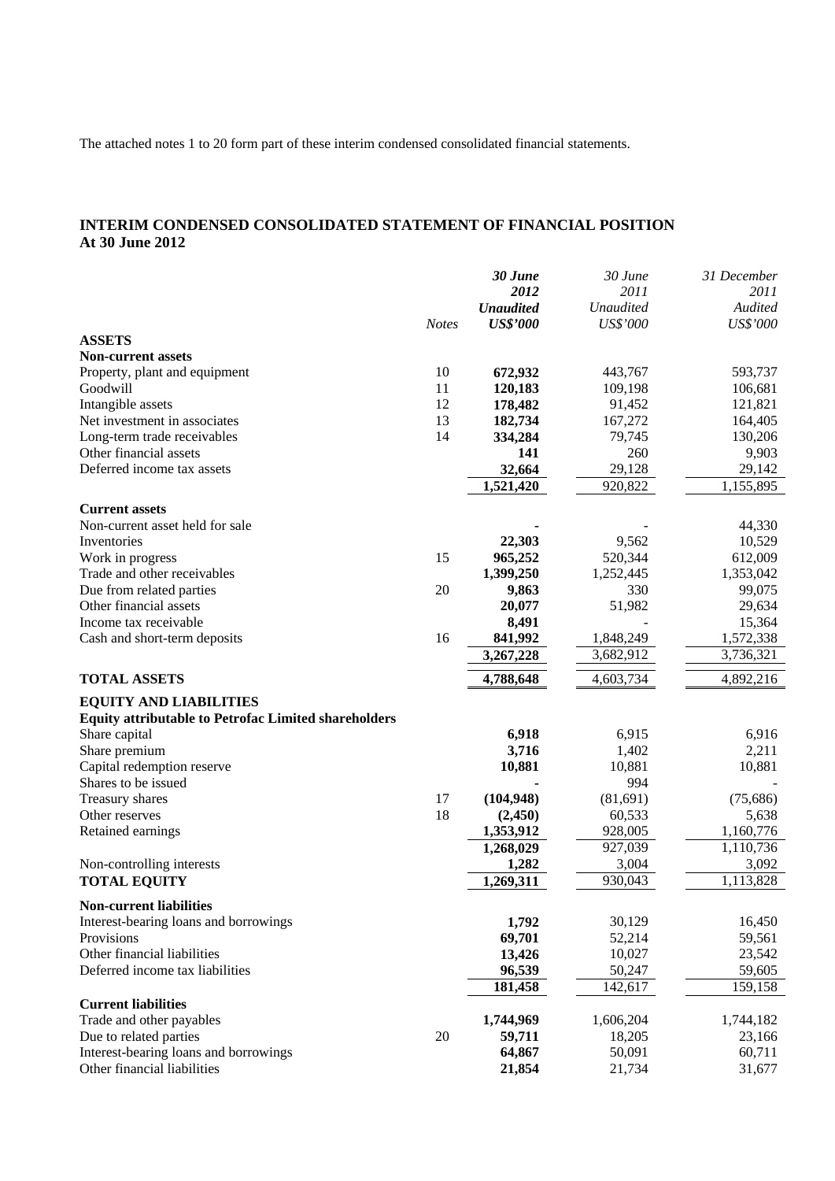The attached notes 1 to 20 form part of these interim condensed consolidated financial statements.

## INTERIM CONDENSED CONSOLIDATED STATEMENT OF FINANCIAL POSITION
**At 30 June 2012**

| | *Notes* | ***30 June 2012 Unaudited US$'000*** | *30 June 2011 Unaudited US$'000* | *31 December 2011 Audited US$'000* |
|---|---|---|---|---|
| **ASSETS** | | | | |
| **Non-current assets** | | | | |
| Property, plant and equipment | 10 | **672,932** | 443,767 | 593,737 |
| Goodwill | 11 | **120,183** | 109,198 | 106,681 |
| Intangible assets | 12 | **178,482** | 91,452 | 121,821 |
| Net investment in associates | 13 | **182,734** | 167,272 | 164,405 |
| Long-term trade receivables | 14 | **334,284** | 79,745 | 130,206 |
| Other financial assets | | **141** | 260 | 9,903 |
| Deferred income tax assets | | **32,664** | 29,128 | 29,142 |
| | | **1,521,420** | 920,822 | 1,155,895 |
| **Current assets** | | | | |
| Non-current asset held for sale | | **-** | - | 44,330 |
| Inventories | | **22,303** | 9,562 | 10,529 |
| Work in progress | 15 | **965,252** | 520,344 | 612,009 |
| Trade and other receivables | | **1,399,250** | 1,252,445 | 1,353,042 |
| Due from related parties | 20 | **9,863** | 330 | 99,075 |
| Other financial assets | | **20,077** | 51,982 | 29,634 |
| Income tax receivable | | **8,491** | - | 15,364 |
| Cash and short-term deposits | 16 | **841,992** | 1,848,249 | 1,572,338 |
| | | **3,267,228** | 3,682,912 | 3,736,321 |
| **TOTAL ASSETS** | | **4,788,648** | 4,603,734 | 4,892,216 |
| **EQUITY AND LIABILITIES** | | | | |
| **Equity attributable to Petrofac Limited shareholders** | | | | |
| Share capital | | **6,918** | 6,915 | 6,916 |
| Share premium | | **3,716** | 1,402 | 2,211 |
| Capital redemption reserve | | **10,881** | 10,881 | 10,881 |
| Shares to be issued | | **-** | 994 | - |
| Treasury shares | 17 | **(104,948)** | (81,691) | (75,686) |
| Other reserves | 18 | **(2,450)** | 60,533 | 5,638 |
| Retained earnings | | **1,353,912** | 928,005 | 1,160,776 |
| | | **1,268,029** | 927,039 | 1,110,736 |
| Non-controlling interests | | **1,282** | 3,004 | 3,092 |
| **TOTAL EQUITY** | | **1,269,311** | 930,043 | 1,113,828 |
| **Non-current liabilities** | | | | |
| Interest-bearing loans and borrowings | | **1,792** | 30,129 | 16,450 |
| Provisions | | **69,701** | 52,214 | 59,561 |
| Other financial liabilities | | **13,426** | 10,027 | 23,542 |
| Deferred income tax liabilities | | **96,539** | 50,247 | 59,605 |
| | | **181,458** | 142,617 | 159,158 |
| **Current liabilities** | | | | |
| Trade and other payables | | **1,744,969** | 1,606,204 | 1,744,182 |
| Due to related parties | 20 | **59,711** | 18,205 | 23,166 |
| Interest-bearing loans and borrowings | | **64,867** | 50,091 | 60,711 |
| Other financial liabilities | | **21,854** | 21,734 | 31,677 |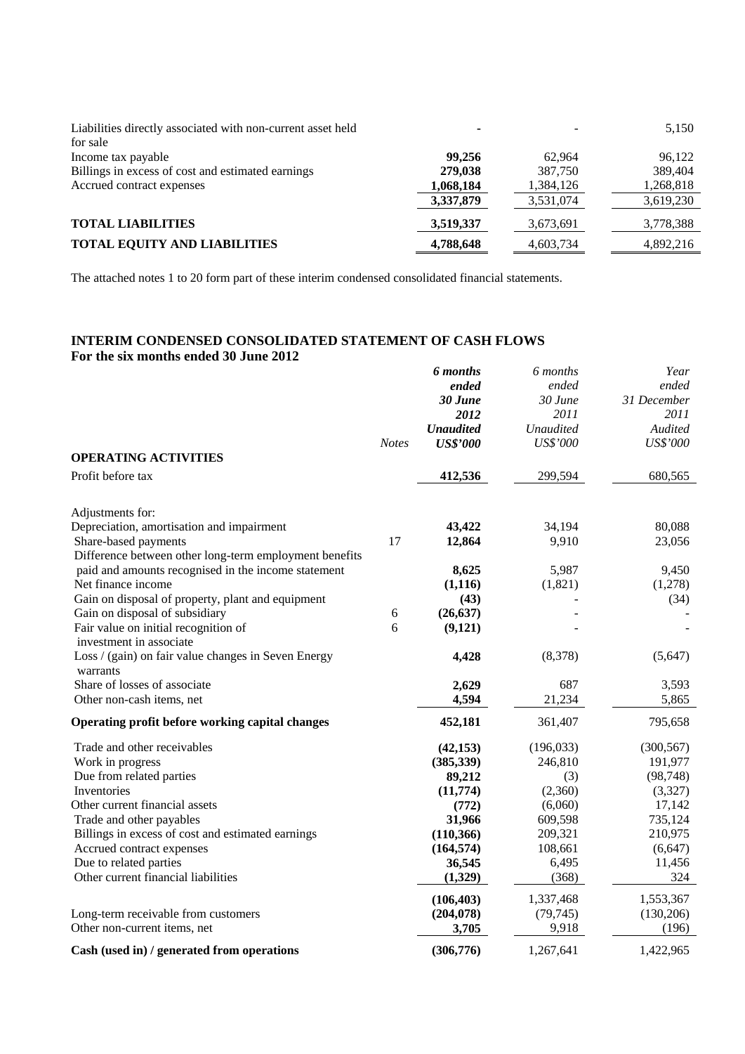| | | | |
|---|---|---|---|
| Liabilities directly associated with non-current asset held for sale | - | - | 5,150 |
| Income tax payable | **99,256** | 62,964 | 96,122 |
| Billings in excess of cost and estimated earnings | **279,038** | 387,750 | 389,404 |
| Accrued contract expenses | **1,068,184** | 1,384,126 | 1,268,818 |
| | **3,337,879** | 3,531,074 | 3,619,230 |
| **TOTAL LIABILITIES** | **3,519,337** | 3,673,691 | 3,778,388 |
| **TOTAL EQUITY AND LIABILITIES** | **4,788,648** | 4,603,734 | 4,892,216 |

The attached notes 1 to 20 form part of these interim condensed consolidated financial statements.

## INTERIM CONDENSED CONSOLIDATED STATEMENT OF CASH FLOWS
**For the six months ended 30 June 2012**

| | *Notes* | ***6 months ended 30 June 2012 Unaudited US$'000*** | *6 months ended 30 June 2011 Unaudited US$'000* | *Year ended 31 December 2011 Audited US$'000* |
|---|---|---|---|---|
| **OPERATING ACTIVITIES** | | | | |
| Profit before tax | | **412,536** | 299,594 | 680,565 |
| Adjustments for: | | | | |
| Depreciation, amortisation and impairment | | **43,422** | 34,194 | 80,088 |
| Share-based payments | 17 | **12,864** | 9,910 | 23,056 |
| Difference between other long-term employment benefits paid and amounts recognised in the income statement | | **8,625** | 5,987 | 9,450 |
| Net finance income | | **(1,116)** | (1,821) | (1,278) |
| Gain on disposal of property, plant and equipment | | **(43)** | - | (34) |
| Gain on disposal of subsidiary | 6 | **(26,637)** | - | - |
| Fair value on initial recognition of investment in associate | 6 | **(9,121)** | - | - |
| Loss / (gain) on fair value changes in Seven Energy warrants | | **4,428** | (8,378) | (5,647) |
| Share of losses of associate | | **2,629** | 687 | 3,593 |
| Other non-cash items, net | | **4,594** | 21,234 | 5,865 |
| **Operating profit before working capital changes** | | **452,181** | 361,407 | 795,658 |
| Trade and other receivables | | **(42,153)** | (196,033) | (300,567) |
| Work in progress | | **(385,339)** | 246,810 | 191,977 |
| Due from related parties | | **89,212** | (3) | (98,748) |
| Inventories | | **(11,774)** | (2,360) | (3,327) |
| Other current financial assets | | **(772)** | (6,060) | 17,142 |
| Trade and other payables | | **31,966** | 609,598 | 735,124 |
| Billings in excess of cost and estimated earnings | | **(110,366)** | 209,321 | 210,975 |
| Accrued contract expenses | | **(164,574)** | 108,661 | (6,647) |
| Due to related parties | | **36,545** | 6,495 | 11,456 |
| Other current financial liabilities | | **(1,329)** | (368) | 324 |
| | | **(106,403)** | 1,337,468 | 1,553,367 |
| Long-term receivable from customers | | **(204,078)** | (79,745) | (130,206) |
| Other non-current items, net | | **3,705** | 9,918 | (196) |
| **Cash (used in) / generated from operations** | | **(306,776)** | 1,267,641 | 1,422,965 |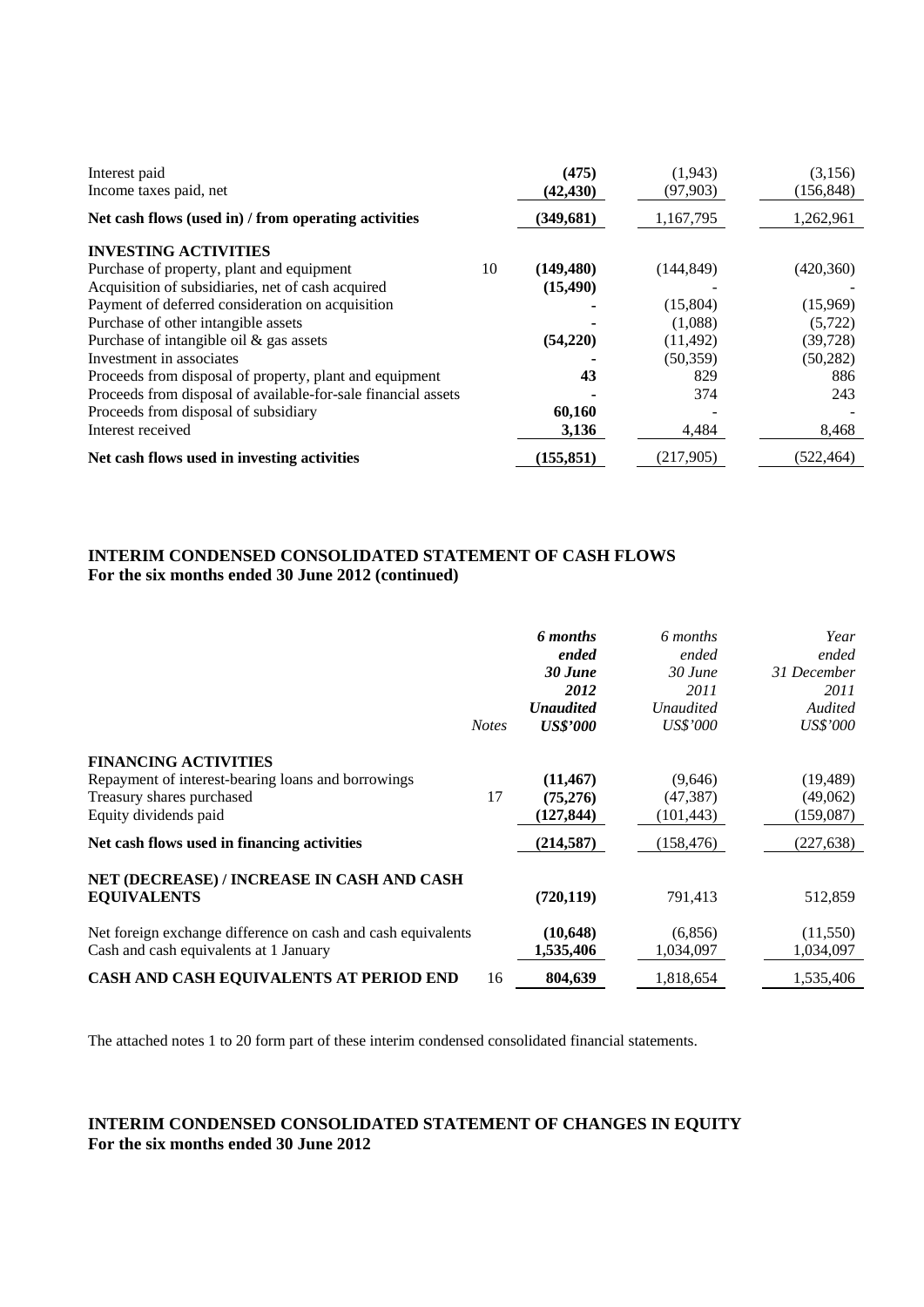| | | | | |
|---|---|---|---|---|
| Interest paid | | **(475)** | (1,943) | (3,156) |
| Income taxes paid, net | | **(42,430)** | (97,903) | (156,848) |
| **Net cash flows (used in) / from operating activities** | | **(349,681)** | 1,167,795 | 1,262,961 |
| **INVESTING ACTIVITIES** | | | | |
| Purchase of property, plant and equipment | 10 | **(149,480)** | (144,849) | (420,360) |
| Acquisition of subsidiaries, net of cash acquired | | **(15,490)** | - | - |
| Payment of deferred consideration on acquisition | | **-** | (15,804) | (15,969) |
| Purchase of other intangible assets | | **-** | (1,088) | (5,722) |
| Purchase of intangible oil & gas assets | | **(54,220)** | (11,492) | (39,728) |
| Investment in associates | | **-** | (50,359) | (50,282) |
| Proceeds from disposal of property, plant and equipment | | **43** | 829 | 886 |
| Proceeds from disposal of available-for-sale financial assets | | **-** | 374 | 243 |
| Proceeds from disposal of subsidiary | | **60,160** | - | - |
| Interest received | | **3,136** | 4,484 | 8,468 |
| **Net cash flows used in investing activities** | | **(155,851)** | (217,905) | (522,464) |

## INTERIM CONDENSED CONSOLIDATED STATEMENT OF CASH FLOWS
**For the six months ended 30 June 2012 (continued)**

| | *Notes* | ***6 months ended 30 June 2012 Unaudited US$'000*** | *6 months ended 30 June 2011 Unaudited US$'000* | *Year ended 31 December 2011 Audited US$'000* |
|---|---|---|---|---|
| **FINANCING ACTIVITIES** | | | | |
| Repayment of interest-bearing loans and borrowings | | **(11,467)** | (9,646) | (19,489) |
| Treasury shares purchased | 17 | **(75,276)** | (47,387) | (49,062) |
| Equity dividends paid | | **(127,844)** | (101,443) | (159,087) |
| **Net cash flows used in financing activities** | | **(214,587)** | (158,476) | (227,638) |
| **NET (DECREASE) / INCREASE IN CASH AND CASH EQUIVALENTS** | | **(720,119)** | 791,413 | 512,859 |
| Net foreign exchange difference on cash and cash equivalents | | **(10,648)** | (6,856) | (11,550) |
| Cash and cash equivalents at 1 January | | **1,535,406** | 1,034,097 | 1,034,097 |
| **CASH AND CASH EQUIVALENTS AT PERIOD END** | 16 | **804,639** | 1,818,654 | 1,535,406 |

The attached notes 1 to 20 form part of these interim condensed consolidated financial statements.

## INTERIM CONDENSED CONSOLIDATED STATEMENT OF CHANGES IN EQUITY
**For the six months ended 30 June 2012**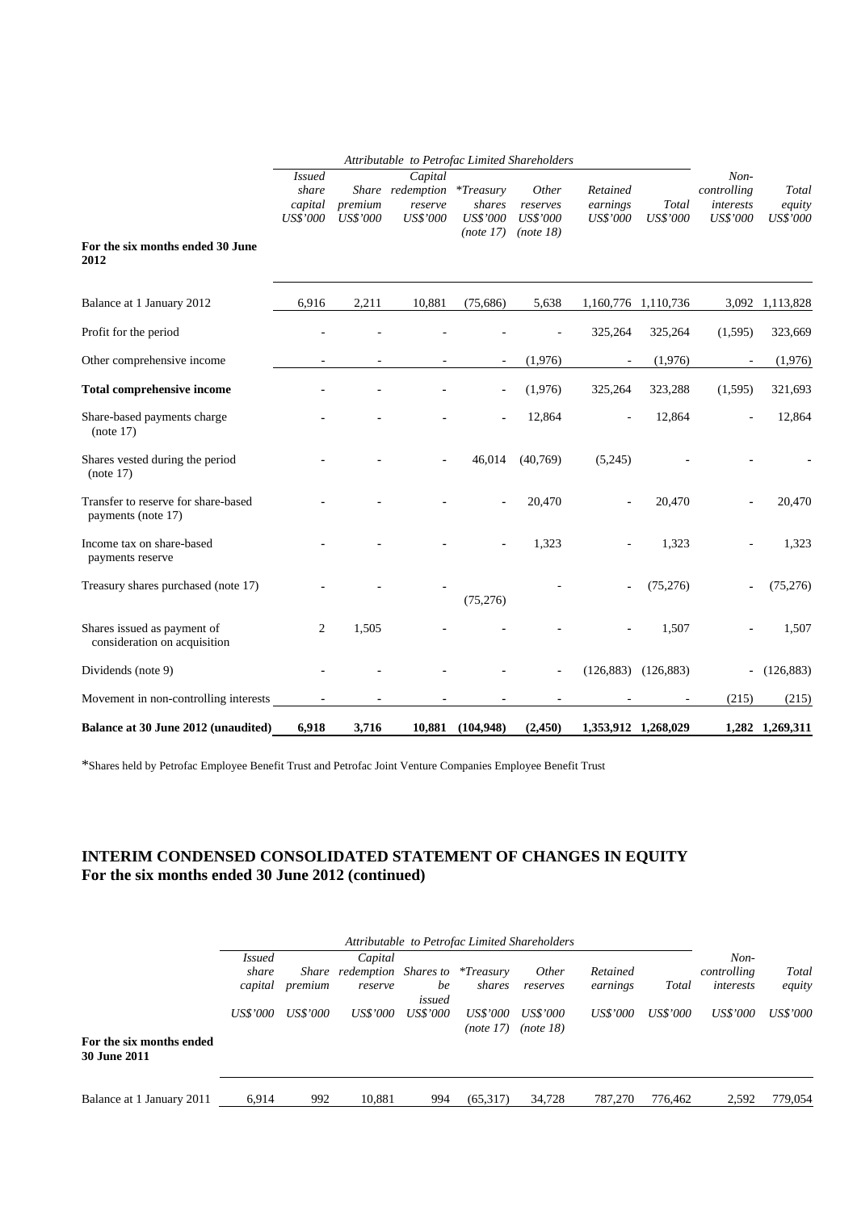| | *Attributable to Petrofac Limited Shareholders* | | | | | | | | |
|---|---|---|---|---|---|---|---|---|---|
| | *Issued share capital US$'000* | *Share premium US$'000* | *Capital redemption reserve US$'000* | **Treasury shares US$'000 (note 17)* | *Other reserves US$'000 (note 18)* | *Retained earnings US$'000* | *Total US$'000* | *Non-controlling interests US$'000* | *Total equity US$'000* |
| **For the six months ended 30 June 2012** | | | | | | | | | |
| Balance at 1 January 2012 | 6,916 | 2,211 | 10,881 | (75,686) | 5,638 | 1,160,776 | 1,110,736 | 3,092 | 1,113,828 |
| Profit for the period | - | - | - | - | - | 325,264 | 325,264 | (1,595) | 323,669 |
| Other comprehensive income | - | - | - | - | (1,976) | - | (1,976) | - | (1,976) |
| **Total comprehensive income** | - | - | - | - | (1,976) | 325,264 | 323,288 | (1,595) | 321,693 |
| Share-based payments charge (note 17) | - | - | - | - | 12,864 | - | 12,864 | - | 12,864 |
| Shares vested during the period (note 17) | - | - | - | 46,014 | (40,769) | (5,245) | - | - | - |
| Transfer to reserve for share-based payments (note 17) | - | - | - | - | 20,470 | - | 20,470 | - | 20,470 |
| Income tax on share-based payments reserve | - | - | - | - | 1,323 | - | 1,323 | - | 1,323 |
| Treasury shares purchased (note 17) | - | - | - | (75,276) | - | - | (75,276) | - | (75,276) |
| Shares issued as payment of consideration on acquisition | 2 | 1,505 | - | - | - | - | 1,507 | - | 1,507 |
| Dividends (note 9) | - | - | - | - | - | (126,883) | (126,883) | - | (126,883) |
| Movement in non-controlling interests | - | - | - | - | - | - | - | (215) | (215) |
| **Balance at 30 June 2012 (unaudited)** | **6,918** | **3,716** | **10,881** | **(104,948)** | **(2,450)** | **1,353,912** | **1,268,029** | **1,282** | **1,269,311** |

*Shares held by Petrofac Employee Benefit Trust and Petrofac Joint Venture Companies Employee Benefit Trust

## INTERIM CONDENSED CONSOLIDATED STATEMENT OF CHANGES IN EQUITY
## For the six months ended 30 June 2012 (continued)

| | *Attributable to Petrofac Limited Shareholders* | | | | | | | | | |
|---|---|---|---|---|---|---|---|---|---|---|
| | *Issued share capital US$'000* | *Share premium US$'000* | *Capital redemption reserve US$'000* | *Shares to be issued US$'000* | **Treasury shares US$'000 (note 17)* | *Other reserves US$'000 (note 18)* | *Retained earnings US$'000* | *Total US$'000* | *Non-controlling interests US$'000* | *Total equity US$'000* |
| **For the six months ended 30 June 2011** | | | | | | | | | | |
| Balance at 1 January 2011 | 6,914 | 992 | 10,881 | 994 | (65,317) | 34,728 | 787,270 | 776,462 | 2,592 | 779,054 |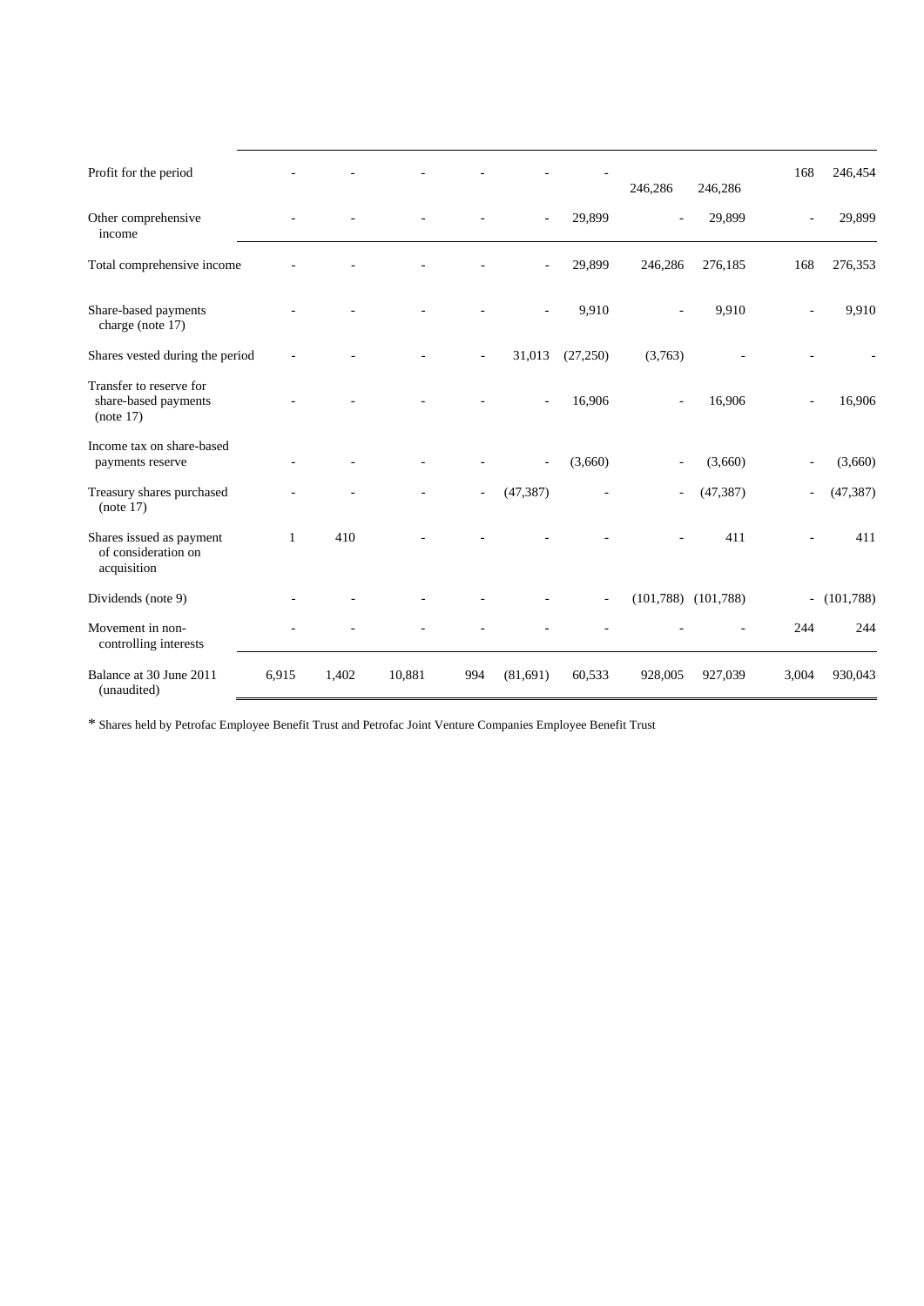| | | | | | | | | | | |
|---|---|---|---|---|---|---|---|---|---|---|
| Profit for the period | - | - | - | - | - | - | 246,286 | 246,286 | 168 | 246,454 |
| Other comprehensive income | - | - | - | - | - | 29,899 | - | 29,899 | - | 29,899 |
| Total comprehensive income | - | - | - | - | - | 29,899 | 246,286 | 276,185 | 168 | 276,353 |
| Share-based payments charge (note 17) | - | - | - | - | - | 9,910 | - | 9,910 | - | 9,910 |
| Shares vested during the period | - | - | - | - | 31,013 | (27,250) | (3,763) | - | - | - |
| Transfer to reserve for share-based payments (note 17) | - | - | - | - | - | 16,906 | - | 16,906 | - | 16,906 |
| Income tax on share-based payments reserve | - | - | - | - | - | (3,660) | - | (3,660) | - | (3,660) |
| Treasury shares purchased (note 17) | - | - | - | - | (47,387) | - | - | (47,387) | - | (47,387) |
| Shares issued as payment of consideration on acquisition | 1 | 410 | - | - | - | - | - | 411 | - | 411 |
| Dividends (note 9) | - | - | - | - | - | - | (101,788) | (101,788) | - | (101,788) |
| Movement in non-controlling interests | - | - | - | - | - | - | - | - | 244 | 244 |
| Balance at 30 June 2011 (unaudited) | 6,915 | 1,402 | 10,881 | 994 | (81,691) | 60,533 | 928,005 | 927,039 | 3,004 | 930,043 |

* Shares held by Petrofac Employee Benefit Trust and Petrofac Joint Venture Companies Employee Benefit Trust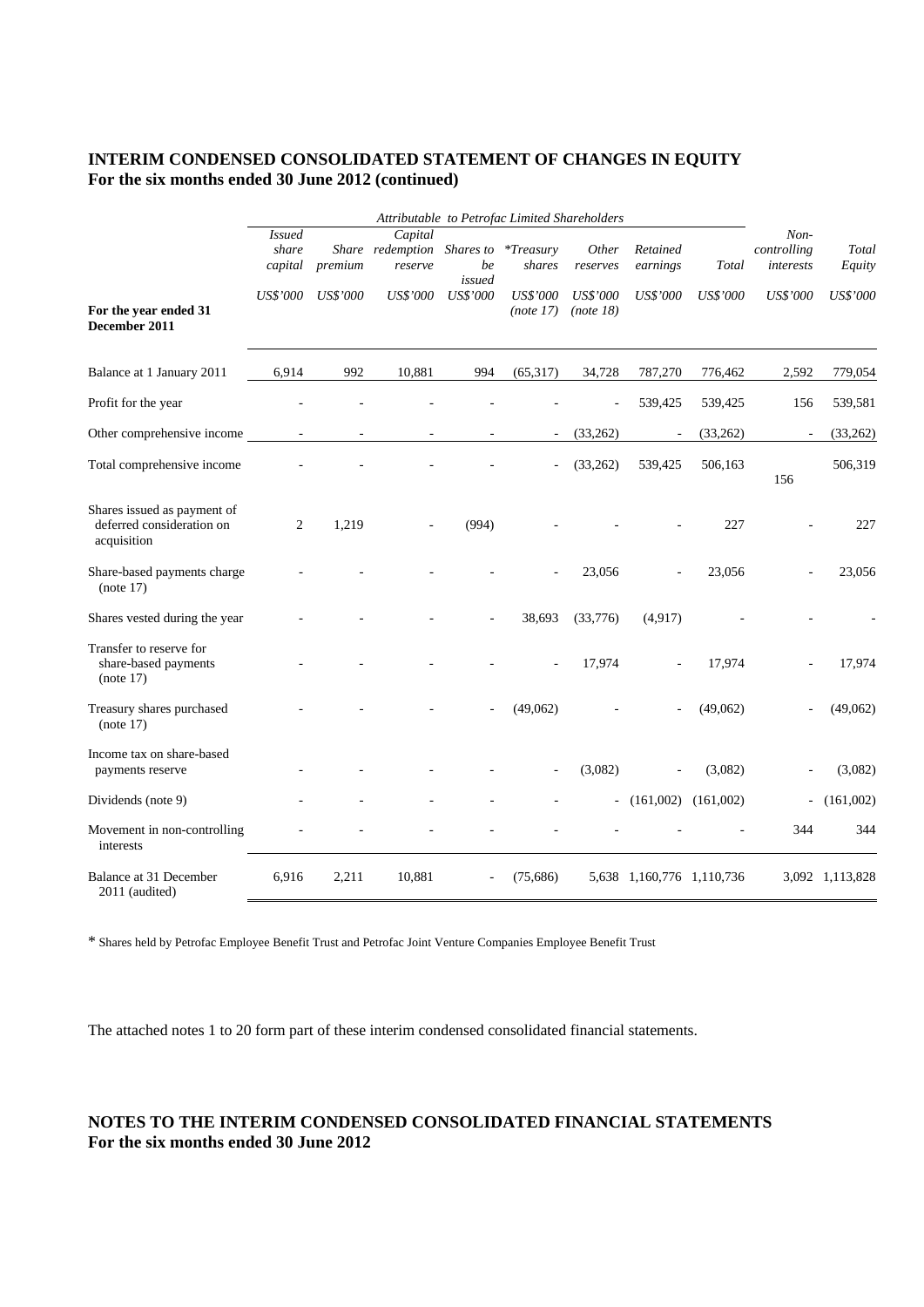## INTERIM CONDENSED CONSOLIDATED STATEMENT OF CHANGES IN EQUITY
**For the six months ended 30 June 2012 (continued)**

| | Attributable to Petrofac Limited Shareholders | | | | | | | | | |
|---|---|---|---|---|---|---|---|---|---|---|
| | *Issued share capital* | *Share premium* | *Capital redemption reserve* | *Shares to be issued* | *\*Treasury shares* | *Other reserves* | *Retained earnings* | *Total* | *Non-controlling interests* | *Total Equity* |
| **For the year ended 31 December 2011** | *US$'000* | *US$'000* | *US$'000* | *US$'000* | *US$'000 (note 17)* | *US$'000 (note 18)* | *US$'000* | *US$'000* | *US$'000* | *US$'000* |
| Balance at 1 January 2011 | 6,914 | 992 | 10,881 | 994 | (65,317) | 34,728 | 787,270 | 776,462 | 2,592 | 779,054 |
| Profit for the year | - | - | - | - | - | - | 539,425 | 539,425 | 156 | 539,581 |
| Other comprehensive income | - | - | - | - | - | (33,262) | - | (33,262) | - | (33,262) |
| Total comprehensive income | - | - | - | - | - | (33,262) | 539,425 | 506,163 | 156 | 506,319 |
| Shares issued as payment of deferred consideration on acquisition | 2 | 1,219 | - | (994) | - | - | - | 227 | - | 227 |
| Share-based payments charge (note 17) | - | - | - | - | - | 23,056 | - | 23,056 | - | 23,056 |
| Shares vested during the year | - | - | - | - | 38,693 | (33,776) | (4,917) | - | - | - |
| Transfer to reserve for share-based payments (note 17) | - | - | - | - | - | 17,974 | - | 17,974 | - | 17,974 |
| Treasury shares purchased (note 17) | - | - | - | - | (49,062) | - | - | (49,062) | - | (49,062) |
| Income tax on share-based payments reserve | - | - | - | - | - | (3,082) | - | (3,082) | - | (3,082) |
| Dividends (note 9) | - | - | - | - | - | - | (161,002) | (161,002) | - | (161,002) |
| Movement in non-controlling interests | - | - | - | - | - | - | - | - | 344 | 344 |
| Balance at 31 December 2011 (audited) | 6,916 | 2,211 | 10,881 | - | (75,686) | 5,638 | 1,160,776 | 1,110,736 | 3,092 | 1,113,828 |

\* Shares held by Petrofac Employee Benefit Trust and Petrofac Joint Venture Companies Employee Benefit Trust

The attached notes 1 to 20 form part of these interim condensed consolidated financial statements.

## NOTES TO THE INTERIM CONDENSED CONSOLIDATED FINANCIAL STATEMENTS
**For the six months ended 30 June 2012**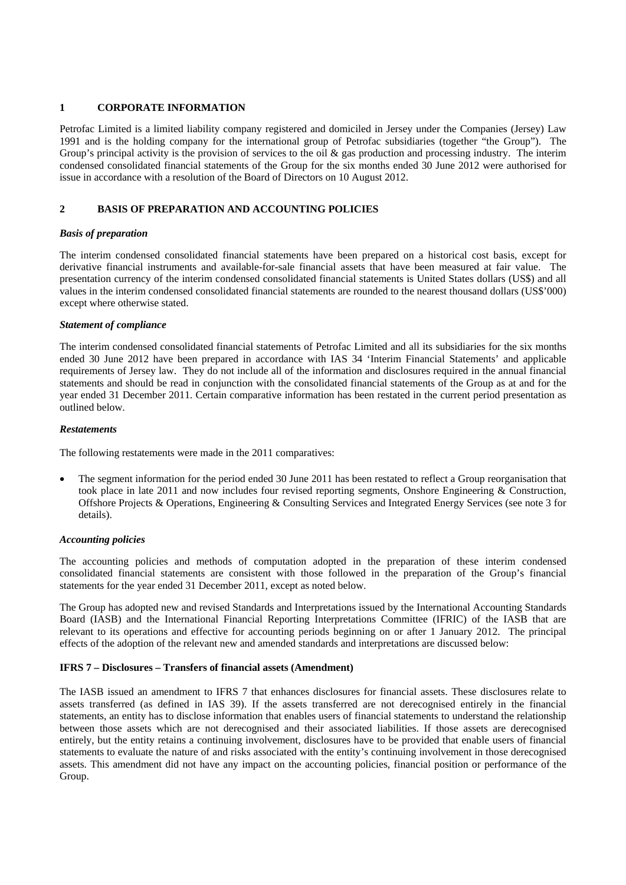## 1 CORPORATE INFORMATION

Petrofac Limited is a limited liability company registered and domiciled in Jersey under the Companies (Jersey) Law 1991 and is the holding company for the international group of Petrofac subsidiaries (together "the Group"). The Group's principal activity is the provision of services to the oil & gas production and processing industry. The interim condensed consolidated financial statements of the Group for the six months ended 30 June 2012 were authorised for issue in accordance with a resolution of the Board of Directors on 10 August 2012.

## 2 BASIS OF PREPARATION AND ACCOUNTING POLICIES

### *Basis of preparation*

The interim condensed consolidated financial statements have been prepared on a historical cost basis, except for derivative financial instruments and available-for-sale financial assets that have been measured at fair value. The presentation currency of the interim condensed consolidated financial statements is United States dollars (US$) and all values in the interim condensed consolidated financial statements are rounded to the nearest thousand dollars (US$'000) except where otherwise stated.

### *Statement of compliance*

The interim condensed consolidated financial statements of Petrofac Limited and all its subsidiaries for the six months ended 30 June 2012 have been prepared in accordance with IAS 34 'Interim Financial Statements' and applicable requirements of Jersey law. They do not include all of the information and disclosures required in the annual financial statements and should be read in conjunction with the consolidated financial statements of the Group as at and for the year ended 31 December 2011. Certain comparative information has been restated in the current period presentation as outlined below.

### *Restatements*

The following restatements were made in the 2011 comparatives:

- The segment information for the period ended 30 June 2011 has been restated to reflect a Group reorganisation that took place in late 2011 and now includes four revised reporting segments, Onshore Engineering & Construction, Offshore Projects & Operations, Engineering & Consulting Services and Integrated Energy Services (see note 3 for details).

### *Accounting policies*

The accounting policies and methods of computation adopted in the preparation of these interim condensed consolidated financial statements are consistent with those followed in the preparation of the Group's financial statements for the year ended 31 December 2011, except as noted below.

The Group has adopted new and revised Standards and Interpretations issued by the International Accounting Standards Board (IASB) and the International Financial Reporting Interpretations Committee (IFRIC) of the IASB that are relevant to its operations and effective for accounting periods beginning on or after 1 January 2012. The principal effects of the adoption of the relevant new and amended standards and interpretations are discussed below:

### IFRS 7 – Disclosures – Transfers of financial assets (Amendment)

The IASB issued an amendment to IFRS 7 that enhances disclosures for financial assets. These disclosures relate to assets transferred (as defined in IAS 39). If the assets transferred are not derecognised entirely in the financial statements, an entity has to disclose information that enables users of financial statements to understand the relationship between those assets which are not derecognised and their associated liabilities. If those assets are derecognised entirely, but the entity retains a continuing involvement, disclosures have to be provided that enable users of financial statements to evaluate the nature of and risks associated with the entity's continuing involvement in those derecognised assets. This amendment did not have any impact on the accounting policies, financial position or performance of the Group.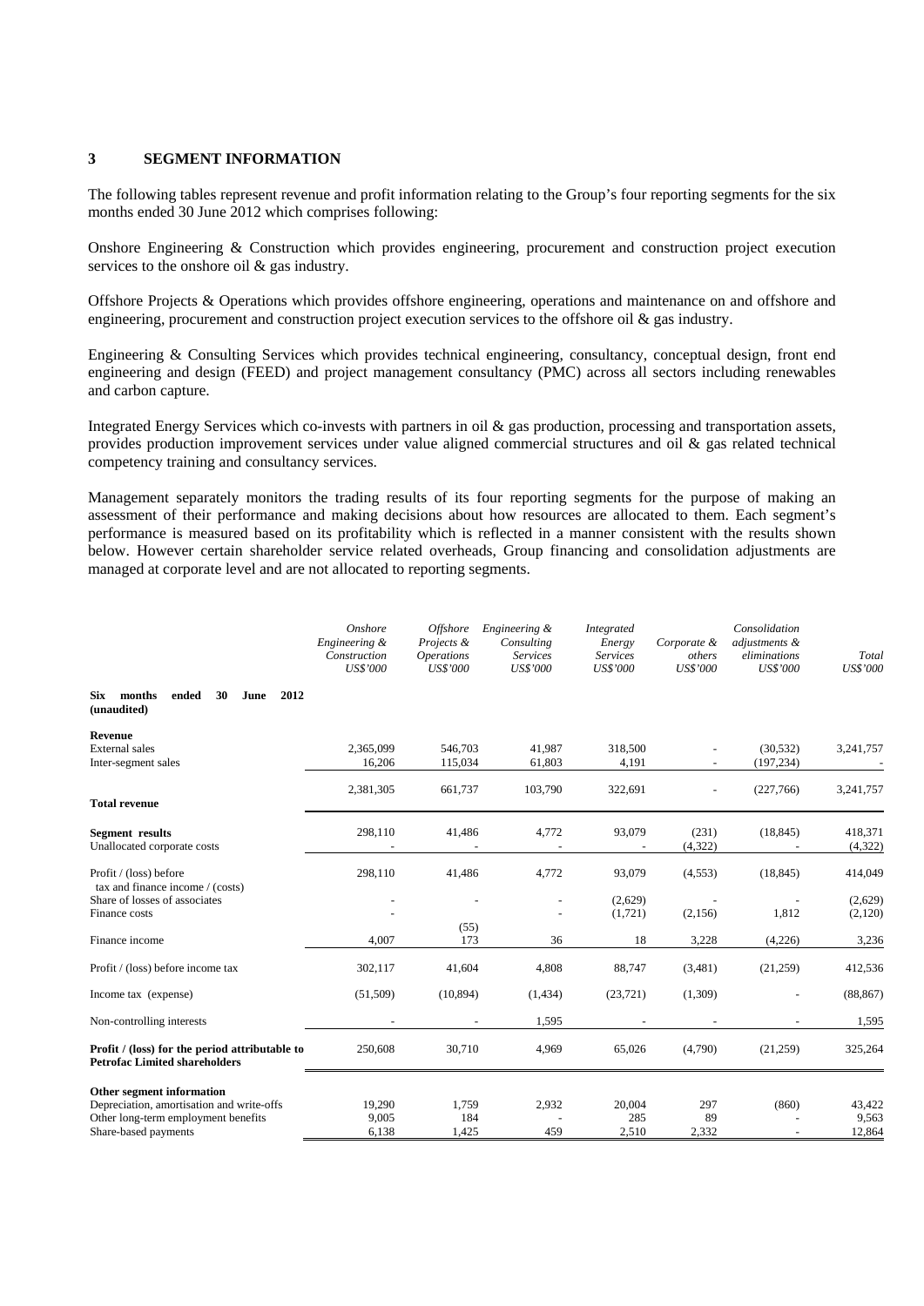### 3 SEGMENT INFORMATION

The following tables represent revenue and profit information relating to the Group's four reporting segments for the six months ended 30 June 2012 which comprises following:

Onshore Engineering & Construction which provides engineering, procurement and construction project execution services to the onshore oil & gas industry.

Offshore Projects & Operations which provides offshore engineering, operations and maintenance on and offshore and engineering, procurement and construction project execution services to the offshore oil & gas industry.

Engineering & Consulting Services which provides technical engineering, consultancy, conceptual design, front end engineering and design (FEED) and project management consultancy (PMC) across all sectors including renewables and carbon capture.

Integrated Energy Services which co-invests with partners in oil & gas production, processing and transportation assets, provides production improvement services under value aligned commercial structures and oil & gas related technical competency training and consultancy services.

Management separately monitors the trading results of its four reporting segments for the purpose of making an assessment of their performance and making decisions about how resources are allocated to them. Each segment's performance is measured based on its profitability which is reflected in a manner consistent with the results shown below. However certain shareholder service related overheads, Group financing and consolidation adjustments are managed at corporate level and are not allocated to reporting segments.

| | *Onshore Engineering & Construction US$'000* | *Offshore Projects & Operations US$'000* | *Engineering & Consulting Services US$'000* | *Integrated Energy Services US$'000* | *Corporate & others US$'000* | *Consolidation adjustments & eliminations US$'000* | *Total US$'000* |
|---|---|---|---|---|---|---|---|
| **Six months ended 30 June 2012 (unaudited)** | | | | | | | |
| **Revenue** | | | | | | | |
| External sales | 2,365,099 | 546,703 | 41,987 | 318,500 | - | (30,532) | 3,241,757 |
| Inter-segment sales | 16,206 | 115,034 | 61,803 | 4,191 | - | (197,234) | - |
| **Total revenue** | 2,381,305 | 661,737 | 103,790 | 322,691 | - | (227,766) | 3,241,757 |
| **Segment results** | 298,110 | 41,486 | 4,772 | 93,079 | (231) | (18,845) | 418,371 |
| Unallocated corporate costs | - | - | - | - | (4,322) | - | (4,322) |
| Profit / (loss) before tax and finance income / (costs) | 298,110 | 41,486 | 4,772 | 93,079 | (4,553) | (18,845) | 414,049 |
| Share of losses of associates | - | - | - | (2,629) | - | - | (2,629) |
| Finance costs | - | (55) | - | (1,721) | (2,156) | 1,812 | (2,120) |
| Finance income | 4,007 | 173 | 36 | 18 | 3,228 | (4,226) | 3,236 |
| Profit / (loss) before income tax | 302,117 | 41,604 | 4,808 | 88,747 | (3,481) | (21,259) | 412,536 |
| Income tax (expense) | (51,509) | (10,894) | (1,434) | (23,721) | (1,309) | - | (88,867) |
| Non-controlling interests | - | - | 1,595 | - | - | - | 1,595 |
| **Profit / (loss) for the period attributable to Petrofac Limited shareholders** | 250,608 | 30,710 | 4,969 | 65,026 | (4,790) | (21,259) | 325,264 |
| **Other segment information** | | | | | | | |
| Depreciation, amortisation and write-offs | 19,290 | 1,759 | 2,932 | 20,004 | 297 | (860) | 43,422 |
| Other long-term employment benefits | 9,005 | 184 | - | 285 | 89 | - | 9,563 |
| Share-based payments | 6,138 | 1,425 | 459 | 2,510 | 2,332 | - | 12,864 |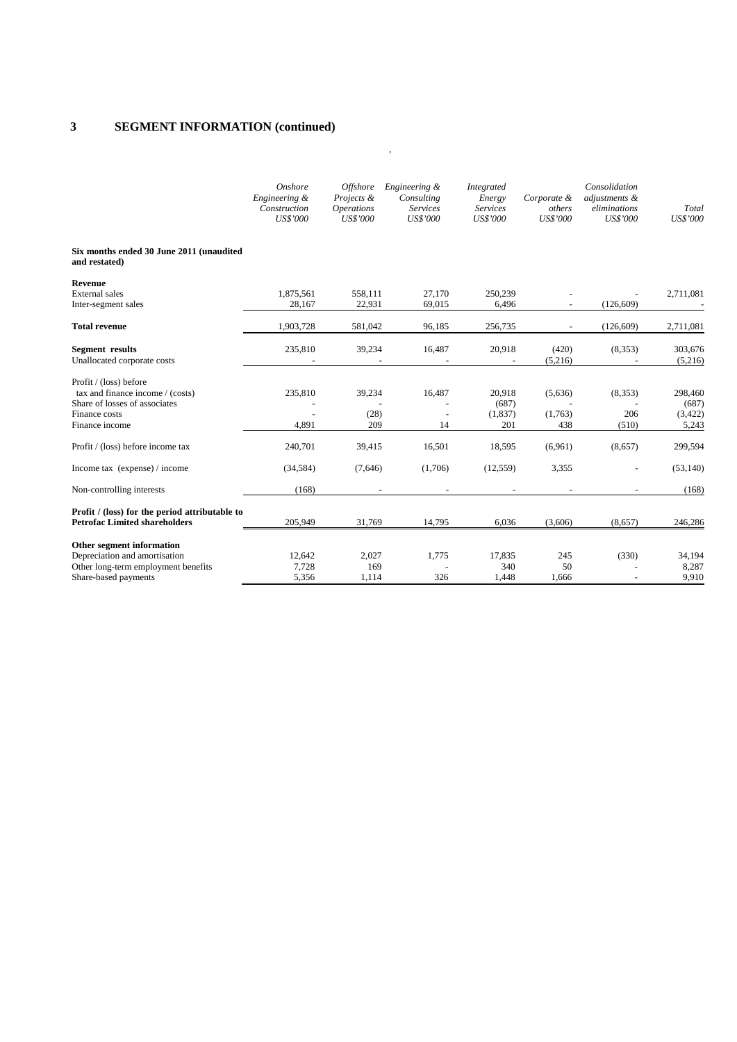## 3 SEGMENT INFORMATION (continued)

| | *Onshore Engineering & Construction US$'000* | *Offshore Projects & Operations US$'000* | *Engineering & Consulting Services US$'000* | *Integrated Energy Services US$'000* | *Corporate & others US$'000* | *Consolidation adjustments & eliminations US$'000* | *Total US$'000* |
|---|---|---|---|---|---|---|---|
| **Six months ended 30 June 2011 (unaudited and restated)** | | | | | | | |
| **Revenue** | | | | | | | |
| External sales | 1,875,561 | 558,111 | 27,170 | 250,239 | - | - | 2,711,081 |
| Inter-segment sales | 28,167 | 22,931 | 69,015 | 6,496 | - | (126,609) | - |
| **Total revenue** | 1,903,728 | 581,042 | 96,185 | 256,735 | - | (126,609) | 2,711,081 |
| **Segment results** | 235,810 | 39,234 | 16,487 | 20,918 | (420) | (8,353) | 303,676 |
| Unallocated corporate costs | - | - | - | - | (5,216) | - | (5,216) |
| Profit / (loss) before tax and finance income / (costs) | 235,810 | 39,234 | 16,487 | 20,918 | (5,636) | (8,353) | 298,460 |
| Share of losses of associates | - | - | - | (687) | - | - | (687) |
| Finance costs | - | (28) | - | (1,837) | (1,763) | 206 | (3,422) |
| Finance income | 4,891 | 209 | 14 | 201 | 438 | (510) | 5,243 |
| Profit / (loss) before income tax | 240,701 | 39,415 | 16,501 | 18,595 | (6,961) | (8,657) | 299,594 |
| Income tax (expense) / income | (34,584) | (7,646) | (1,706) | (12,559) | 3,355 | - | (53,140) |
| Non-controlling interests | (168) | - | - | - | - | - | (168) |
| **Profit / (loss) for the period attributable to Petrofac Limited shareholders** | 205,949 | 31,769 | 14,795 | 6,036 | (3,606) | (8,657) | 246,286 |
| **Other segment information** | | | | | | | |
| Depreciation and amortisation | 12,642 | 2,027 | 1,775 | 17,835 | 245 | (330) | 34,194 |
| Other long-term employment benefits | 7,728 | 169 | - | 340 | 50 | - | 8,287 |
| Share-based payments | 5,356 | 1,114 | 326 | 1,448 | 1,666 | - | 9,910 |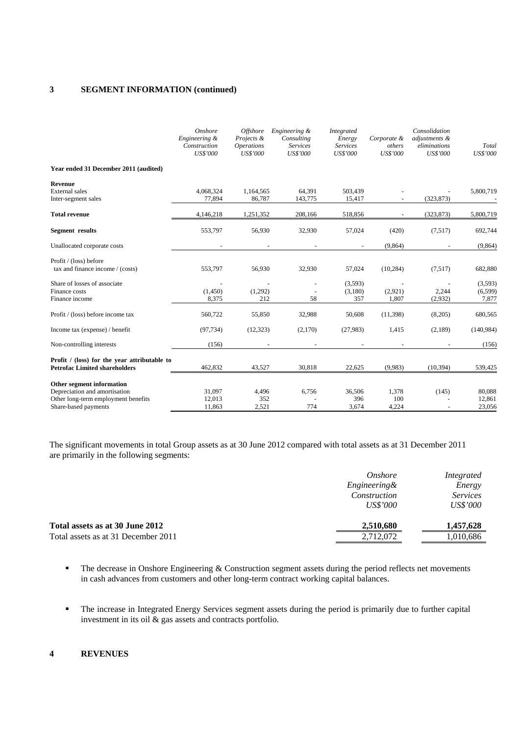## 3 SEGMENT INFORMATION (continued)

| | *Onshore Engineering & Construction US$'000* | *Offshore Projects & Operations US$'000* | *Engineering & Consulting Services US$'000* | *Integrated Energy Services US$'000* | *Corporate & others US$'000* | *Consolidation adjustments & eliminations US$'000* | *Total US$'000* |
|---|---|---|---|---|---|---|---|
| **Year ended 31 December 2011 (audited)** | | | | | | | |
| **Revenue** | | | | | | | |
| External sales | 4,068,324 | 1,164,565 | 64,391 | 503,439 | - | - | 5,800,719 |
| Inter-segment sales | 77,894 | 86,787 | 143,775 | 15,417 | - | (323,873) | - |
| **Total revenue** | 4,146,218 | 1,251,352 | 208,166 | 518,856 | - | (323,873) | 5,800,719 |
| **Segment results** | 553,797 | 56,930 | 32,930 | 57,024 | (420) | (7,517) | 692,744 |
| Unallocated corporate costs | - | - | - | - | (9,864) | - | (9,864) |
| Profit / (loss) before tax and finance income / (costs) | 553,797 | 56,930 | 32,930 | 57,024 | (10,284) | (7,517) | 682,880 |
| Share of losses of associate | - | - | - | (3,593) | - | - | (3,593) |
| Finance costs | (1,450) | (1,292) | - | (3,180) | (2,921) | 2,244 | (6,599) |
| Finance income | 8,375 | 212 | 58 | 357 | 1,807 | (2,932) | 7,877 |
| Profit / (loss) before income tax | 560,722 | 55,850 | 32,988 | 50,608 | (11,398) | (8,205) | 680,565 |
| Income tax (expense) / benefit | (97,734) | (12,323) | (2,170) | (27,983) | 1,415 | (2,189) | (140,984) |
| Non-controlling interests | (156) | - | - | - | - | - | (156) |
| **Profit / (loss) for the year attributable to Petrofac Limited shareholders** | 462,832 | 43,527 | 30,818 | 22,625 | (9,983) | (10,394) | 539,425 |
| **Other segment information** | | | | | | | |
| Depreciation and amortisation | 31,097 | 4,496 | 6,756 | 36,506 | 1,378 | (145) | 80,088 |
| Other long-term employment benefits | 12,013 | 352 | - | 396 | 100 | - | 12,861 |
| Share-based payments | 11,863 | 2,521 | 774 | 3,674 | 4,224 | - | 23,056 |

The significant movements in total Group assets as at 30 June 2012 compared with total assets as at 31 December 2011 are primarily in the following segments:

| | *Onshore Engineering& Construction US$'000* | *Integrated Energy Services US$'000* |
|---|---|---|
| **Total assets as at 30 June 2012** | **2,510,680** | **1,457,628** |
| Total assets as at 31 December 2011 | 2,712,072 | 1,010,686 |

- The decrease in Onshore Engineering & Construction segment assets during the period reflects net movements in cash advances from customers and other long-term contract working capital balances.
- The increase in Integrated Energy Services segment assets during the period is primarily due to further capital investment in its oil & gas assets and contracts portfolio.

## 4 REVENUES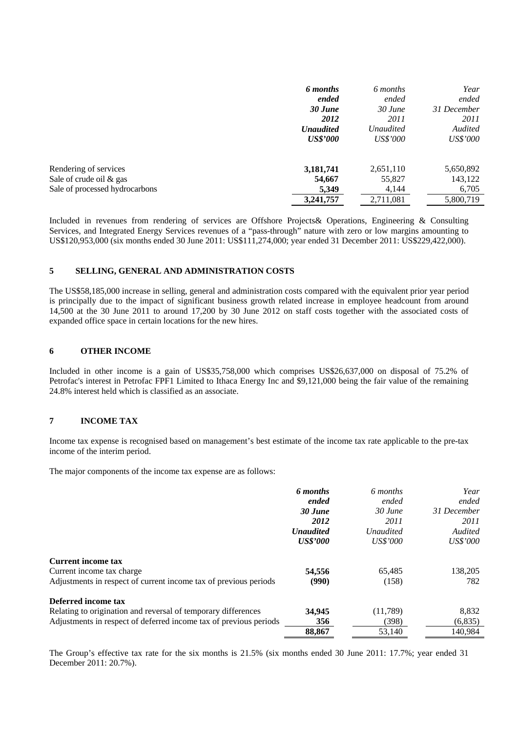| | *6 months ended 30 June 2012 Unaudited US$'000* | *6 months ended 30 June 2011 Unaudited US$'000* | *Year ended 31 December 2011 Audited US$'000* |
|---|---|---|---|
| Rendering of services | **3,181,741** | 2,651,110 | 5,650,892 |
| Sale of crude oil & gas | **54,667** | 55,827 | 143,122 |
| Sale of processed hydrocarbons | **5,349** | 4,144 | 6,705 |
| | **3,241,757** | 2,711,081 | 5,800,719 |

Included in revenues from rendering of services are Offshore Projects& Operations, Engineering & Consulting Services, and Integrated Energy Services revenues of a "pass-through" nature with zero or low margins amounting to US$120,953,000 (six months ended 30 June 2011: US$111,274,000; year ended 31 December 2011: US$229,422,000).

## 5 SELLING, GENERAL AND ADMINISTRATION COSTS

The US$58,185,000 increase in selling, general and administration costs compared with the equivalent prior year period is principally due to the impact of significant business growth related increase in employee headcount from around 14,500 at the 30 June 2011 to around 17,200 by 30 June 2012 on staff costs together with the associated costs of expanded office space in certain locations for the new hires.

## 6 OTHER INCOME

Included in other income is a gain of US$35,758,000 which comprises US$26,637,000 on disposal of 75.2% of Petrofac's interest in Petrofac FPF1 Limited to Ithaca Energy Inc and $9,121,000 being the fair value of the remaining 24.8% interest held which is classified as an associate.

## 7 INCOME TAX

Income tax expense is recognised based on management's best estimate of the income tax rate applicable to the pre-tax income of the interim period.

The major components of the income tax expense are as follows:

| | *6 months ended 30 June 2012 Unaudited US$'000* | *6 months ended 30 June 2011 Unaudited US$'000* | *Year ended 31 December 2011 Audited US$'000* |
|---|---|---|---|
| **Current income tax** | | | |
| Current income tax charge | **54,556** | 65,485 | 138,205 |
| Adjustments in respect of current income tax of previous periods | **(990)** | (158) | 782 |
| **Deferred income tax** | | | |
| Relating to origination and reversal of temporary differences | **34,945** | (11,789) | 8,832 |
| Adjustments in respect of deferred income tax of previous periods | **356** | (398) | (6,835) |
| | **88,867** | 53,140 | 140,984 |

The Group's effective tax rate for the six months is 21.5% (six months ended 30 June 2011: 17.7%; year ended 31 December 2011: 20.7%).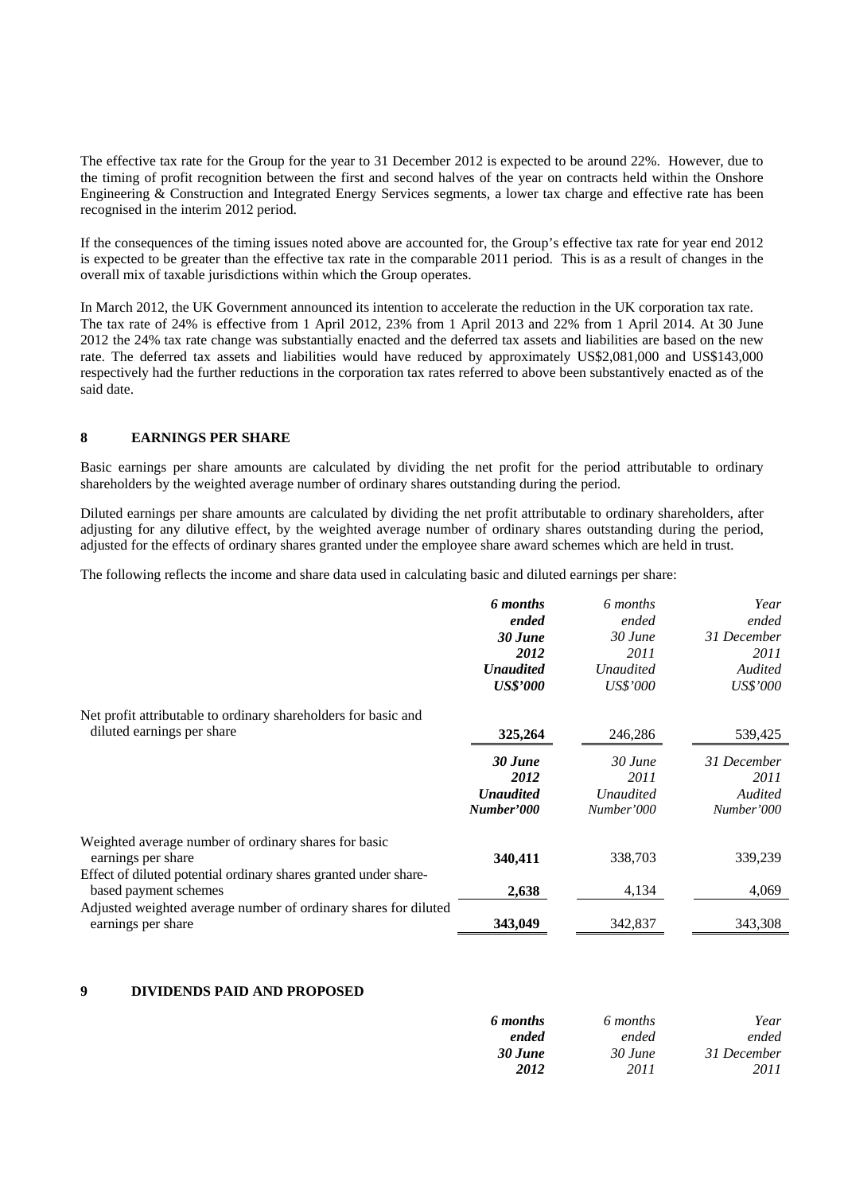The effective tax rate for the Group for the year to 31 December 2012 is expected to be around 22%. However, due to the timing of profit recognition between the first and second halves of the year on contracts held within the Onshore Engineering & Construction and Integrated Energy Services segments, a lower tax charge and effective rate has been recognised in the interim 2012 period.

If the consequences of the timing issues noted above are accounted for, the Group's effective tax rate for year end 2012 is expected to be greater than the effective tax rate in the comparable 2011 period. This is as a result of changes in the overall mix of taxable jurisdictions within which the Group operates.

In March 2012, the UK Government announced its intention to accelerate the reduction in the UK corporation tax rate. The tax rate of 24% is effective from 1 April 2012, 23% from 1 April 2013 and 22% from 1 April 2014. At 30 June 2012 the 24% tax rate change was substantially enacted and the deferred tax assets and liabilities are based on the new rate. The deferred tax assets and liabilities would have reduced by approximately US$2,081,000 and US$143,000 respectively had the further reductions in the corporation tax rates referred to above been substantively enacted as of the said date.

## 8 EARNINGS PER SHARE

Basic earnings per share amounts are calculated by dividing the net profit for the period attributable to ordinary shareholders by the weighted average number of ordinary shares outstanding during the period.

Diluted earnings per share amounts are calculated by dividing the net profit attributable to ordinary shareholders, after adjusting for any dilutive effect, by the weighted average number of ordinary shares outstanding during the period, adjusted for the effects of ordinary shares granted under the employee share award schemes which are held in trust.

The following reflects the income and share data used in calculating basic and diluted earnings per share:

| | ***6 months ended 30 June 2012 Unaudited US$'000*** | *6 months ended 30 June 2011 Unaudited US$'000* | *Year ended 31 December 2011 Audited US$'000* |
|---|---|---|---|
| Net profit attributable to ordinary shareholders for basic and diluted earnings per share | **325,264** | 246,286 | 539,425 |
| | ***30 June 2012 Unaudited Number'000*** | *30 June 2011 Unaudited Number'000* | *31 December 2011 Audited Number'000* |
| Weighted average number of ordinary shares for basic earnings per share | **340,411** | 338,703 | 339,239 |
| Effect of diluted potential ordinary shares granted under share-based payment schemes | **2,638** | 4,134 | 4,069 |
| Adjusted weighted average number of ordinary shares for diluted earnings per share | **343,049** | 342,837 | 343,308 |

## 9 DIVIDENDS PAID AND PROPOSED

| | ***6 months ended 30 June 2012*** | *6 months ended 30 June 2011* | *Year ended 31 December 2011* |
|---|---|---|---|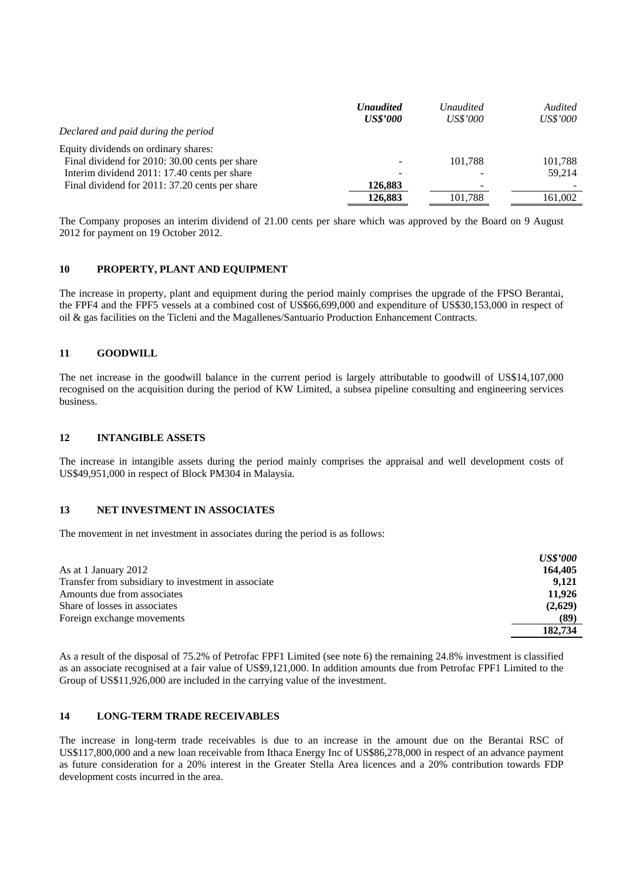| | *Unaudited* | *Unaudited* | *Audited* |
|---|---|---|---|
| | ***US$'000*** | *US$'000* | *US$'000* |
| *Declared and paid during the period* | | | |
| Equity dividends on ordinary shares: | | | |
| Final dividend for 2010: 30.00 cents per share | - | 101,788 | 101,788 |
| Interim dividend 2011: 17.40 cents per share | - | - | 59,214 |
| Final dividend for 2011: 37.20 cents per share | **126,883** | - | - |
| | **126,883** | 101,788 | 161,002 |

The Company proposes an interim dividend of 21.00 cents per share which was approved by the Board on 9 August 2012 for payment on 19 October 2012.

## 10 PROPERTY, PLANT AND EQUIPMENT

The increase in property, plant and equipment during the period mainly comprises the upgrade of the FPSO Berantai, the FPF4 and the FPF5 vessels at a combined cost of US$66,699,000 and expenditure of US$30,153,000 in respect of oil & gas facilities on the Ticleni and the Magallenes/Santuario Production Enhancement Contracts.

## 11 GOODWILL

The net increase in the goodwill balance in the current period is largely attributable to goodwill of US$14,107,000 recognised on the acquisition during the period of KW Limited, a subsea pipeline consulting and engineering services business.

## 12 INTANGIBLE ASSETS

The increase in intangible assets during the period mainly comprises the appraisal and well development costs of US$49,951,000 in respect of Block PM304 in Malaysia.

## 13 NET INVESTMENT IN ASSOCIATES

The movement in net investment in associates during the period is as follows:

| | ***US$'000*** |
|---|---|
| As at 1 January 2012 | **164,405** |
| Transfer from subsidiary to investment in associate | **9,121** |
| Amounts due from associates | **11,926** |
| Share of losses in associates | **(2,629)** |
| Foreign exchange movements | **(89)** |
| | **182,734** |

As a result of the disposal of 75.2% of Petrofac FPF1 Limited (see note 6) the remaining 24.8% investment is classified as an associate recognised at a fair value of US$9,121,000. In addition amounts due from Petrofac FPF1 Limited to the Group of US$11,926,000 are included in the carrying value of the investment.

## 14 LONG-TERM TRADE RECEIVABLES

The increase in long-term trade receivables is due to an increase in the amount due on the Berantai RSC of US$117,800,000 and a new loan receivable from Ithaca Energy Inc of US$86,278,000 in respect of an advance payment as future consideration for a 20% interest in the Greater Stella Area licences and a 20% contribution towards FDP development costs incurred in the area.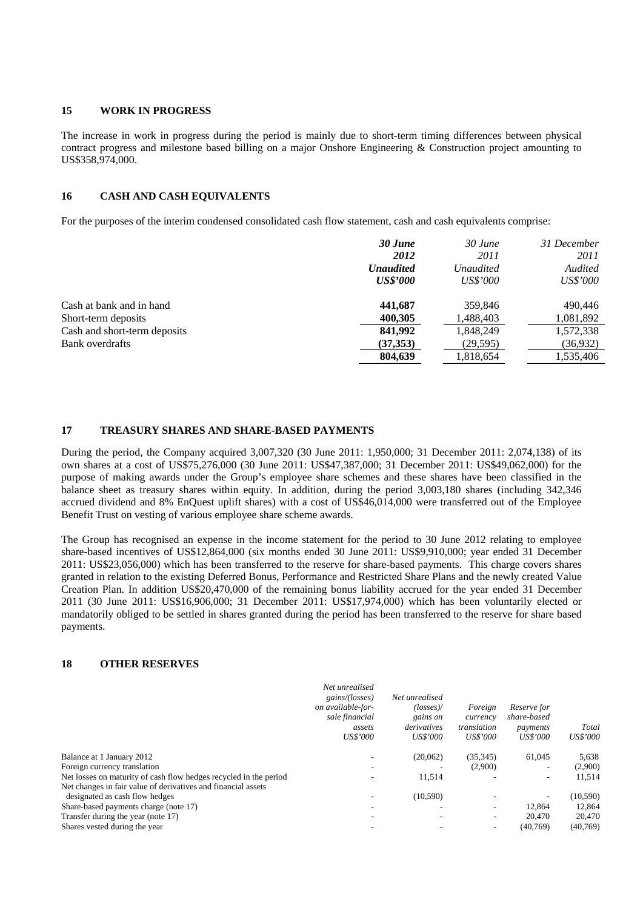## 15 WORK IN PROGRESS

The increase in work in progress during the period is mainly due to short-term timing differences between physical contract progress and milestone based billing on a major Onshore Engineering & Construction project amounting to US$358,974,000.

## 16 CASH AND CASH EQUIVALENTS

For the purposes of the interim condensed consolidated cash flow statement, cash and cash equivalents comprise:

| | ***30 June 2012 Unaudited US$'000*** | *30 June 2011 Unaudited US$'000* | *31 December 2011 Audited US$'000* |
|---|---|---|---|
| Cash at bank and in hand | **441,687** | 359,846 | 490,446 |
| Short-term deposits | **400,305** | 1,488,403 | 1,081,892 |
| Cash and short-term deposits | **841,992** | 1,848,249 | 1,572,338 |
| Bank overdrafts | **(37,353)** | (29,595) | (36,932) |
| | **804,639** | 1,818,654 | 1,535,406 |

## 17 TREASURY SHARES AND SHARE-BASED PAYMENTS

During the period, the Company acquired 3,007,320 (30 June 2011: 1,950,000; 31 December 2011: 2,074,138) of its own shares at a cost of US$75,276,000 (30 June 2011: US$47,387,000; 31 December 2011: US$49,062,000) for the purpose of making awards under the Group's employee share schemes and these shares have been classified in the balance sheet as treasury shares within equity. In addition, during the period 3,003,180 shares (including 342,346 accrued dividend and 8% EnQuest uplift shares) with a cost of US$46,014,000 were transferred out of the Employee Benefit Trust on vesting of various employee share scheme awards.

The Group has recognised an expense in the income statement for the period to 30 June 2012 relating to employee share-based incentives of US$12,864,000 (six months ended 30 June 2011: US$9,910,000; year ended 31 December 2011: US$23,056,000) which has been transferred to the reserve for share-based payments. This charge covers shares granted in relation to the existing Deferred Bonus, Performance and Restricted Share Plans and the newly created Value Creation Plan. In addition US$20,470,000 of the remaining bonus liability accrued for the year ended 31 December 2011 (30 June 2011: US$16,906,000; 31 December 2011: US$17,974,000) which has been voluntarily elected or mandatorily obliged to be settled in shares granted during the period has been transferred to the reserve for share based payments.

## 18 OTHER RESERVES

| | *Net unrealised gains/(losses) on available-for-sale financial assets US$'000* | *Net unrealised (losses)/ gains on derivatives US$'000* | *Foreign currency translation US$'000* | *Reserve for share-based payments US$'000* | *Total US$'000* |
|---|---|---|---|---|---|
| Balance at 1 January 2012 | - | (20,062) | (35,345) | 61,045 | 5,638 |
| Foreign currency translation | - | - | (2,900) | - | (2,900) |
| Net losses on maturity of cash flow hedges recycled in the period | - | 11,514 | - | - | 11,514 |
| Net changes in fair value of derivatives and financial assets designated as cash flow hedges | - | (10,590) | - | - | (10,590) |
| Share-based payments charge (note 17) | - | - | - | 12,864 | 12,864 |
| Transfer during the year (note 17) | - | - | - | 20,470 | 20,470 |
| Shares vested during the year | - | - | - | (40,769) | (40,769) |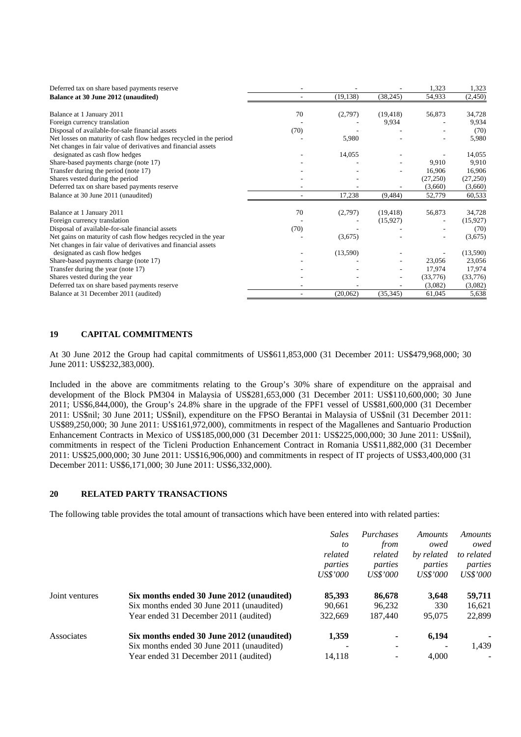| | | | | | |
|---|---|---|---|---|---|
| Deferred tax on share based payments reserve | - | - | - | 1,323 | 1,323 |
| **Balance at 30 June 2012 (unaudited)** | - | (19,138) | (38,245) | 54,933 | (2,450) |
| | | | | | |
| Balance at 1 January 2011 | 70 | (2,797) | (19,418) | 56,873 | 34,728 |
| Foreign currency translation | - | - | 9,934 | - | 9,934 |
| Disposal of available-for-sale financial assets | (70) | - | - | - | (70) |
| Net losses on maturity of cash flow hedges recycled in the period | - | 5,980 | - | - | 5,980 |
| Net changes in fair value of derivatives and financial assets designated as cash flow hedges | - | 14,055 | - | - | 14,055 |
| Share-based payments charge (note 17) | - | - | - | 9,910 | 9,910 |
| Transfer during the period (note 17) | - | - | - | 16,906 | 16,906 |
| Shares vested during the period | - | - | - | (27,250) | (27,250) |
| Deferred tax on share based payments reserve | - | - | - | (3,660) | (3,660) |
| Balance at 30 June 2011 (unaudited) | - | 17,238 | (9,484) | 52,779 | 60,533 |
| | | | | | |
| Balance at 1 January 2011 | 70 | (2,797) | (19,418) | 56,873 | 34,728 |
| Foreign currency translation | - | - | (15,927) | - | (15,927) |
| Disposal of available-for-sale financial assets | (70) | - | - | - | (70) |
| Net gains on maturity of cash flow hedges recycled in the year | - | (3,675) | - | - | (3,675) |
| Net changes in fair value of derivatives and financial assets designated as cash flow hedges | - | (13,590) | - | - | (13,590) |
| Share-based payments charge (note 17) | - | - | - | 23,056 | 23,056 |
| Transfer during the year (note 17) | - | - | - | 17,974 | 17,974 |
| Shares vested during the year | - | - | - | (33,776) | (33,776) |
| Deferred tax on share based payments reserve | - | - | - | (3,082) | (3,082) |
| Balance at 31 December 2011 (audited) | - | (20,062) | (35,345) | 61,045 | 5,638 |

## 19 CAPITAL COMMITMENTS

At 30 June 2012 the Group had capital commitments of US$611,853,000 (31 December 2011: US$479,968,000; 30 June 2011: US$232,383,000).

Included in the above are commitments relating to the Group's 30% share of expenditure on the appraisal and development of the Block PM304 in Malaysia of US$281,653,000 (31 December 2011: US$110,600,000; 30 June 2011; US$6,844,000), the Group's 24.8% share in the upgrade of the FPF1 vessel of US$81,600,000 (31 December 2011: US$nil; 30 June 2011; US$nil), expenditure on the FPSO Berantai in Malaysia of US$nil (31 December 2011: US$89,250,000; 30 June 2011: US$161,972,000), commitments in respect of the Magallenes and Santuario Production Enhancement Contracts in Mexico of US$185,000,000 (31 December 2011: US$225,000,000; 30 June 2011: US$nil), commitments in respect of the Ticleni Production Enhancement Contract in Romania US$11,882,000 (31 December 2011: US$25,000,000; 30 June 2011: US$16,906,000) and commitments in respect of IT projects of US$3,400,000 (31 December 2011: US$6,171,000; 30 June 2011: US$6,332,000).

## 20 RELATED PARTY TRANSACTIONS

The following table provides the total amount of transactions which have been entered into with related parties:

| | | *Sales to related parties US$'000* | *Purchases from related parties US$'000* | *Amounts owed by related parties US$'000* | *Amounts owed to related parties US$'000* |
|---|---|---|---|---|---|
| Joint ventures | **Six months ended 30 June 2012 (unaudited)** | **85,393** | **86,678** | **3,648** | **59,711** |
| | Six months ended 30 June 2011 (unaudited) | 90,661 | 96,232 | 330 | 16,621 |
| | Year ended 31 December 2011 (audited) | 322,669 | 187,440 | 95,075 | 22,899 |
| Associates | **Six months ended 30 June 2012 (unaudited)** | **1,359** | **-** | **6,194** | **-** |
| | Six months ended 30 June 2011 (unaudited) | - | - | - | 1,439 |
| | Year ended 31 December 2011 (audited) | 14,118 | - | 4,000 | - |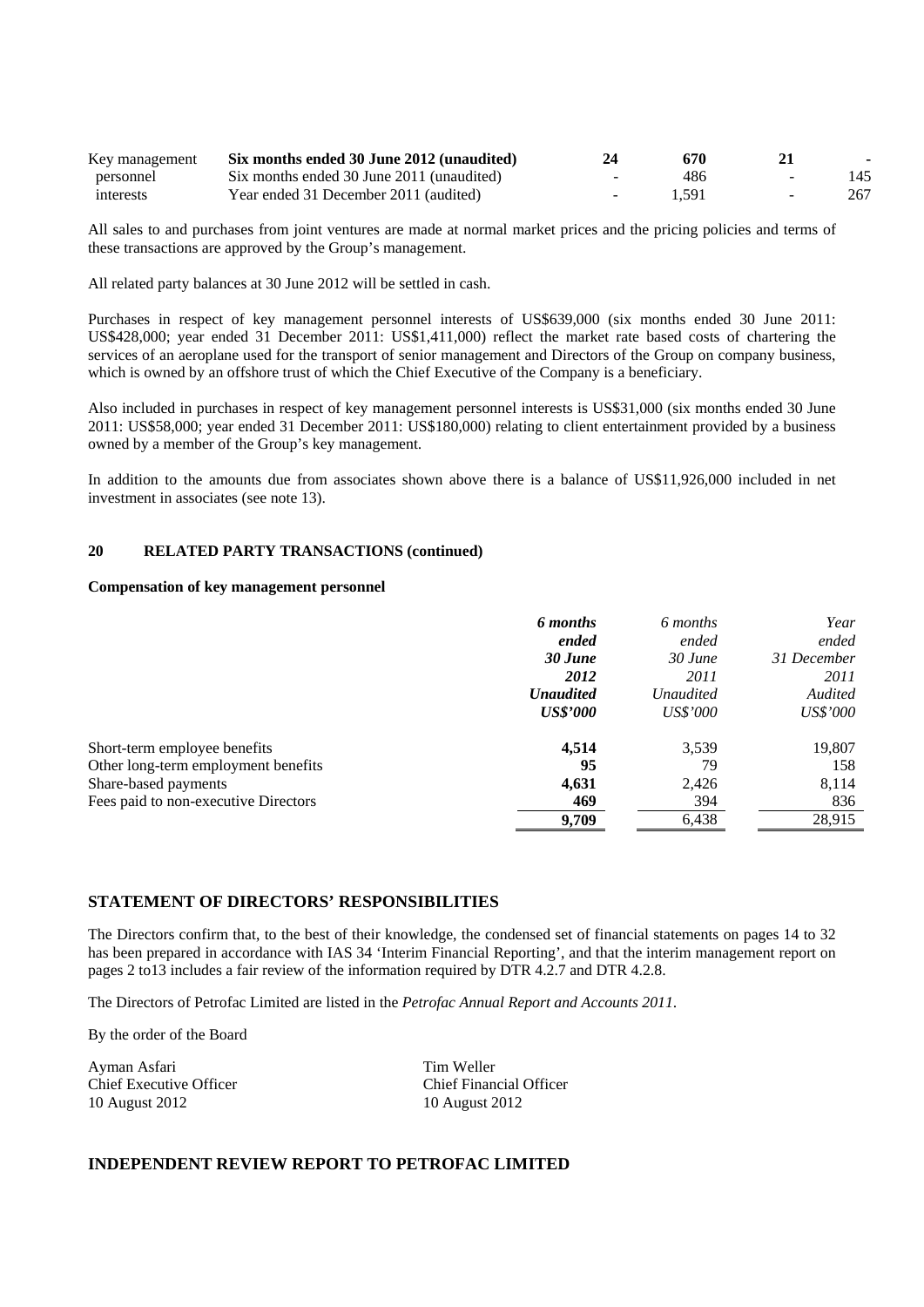| | | | | | |
|---|---|---|---|---|---|
| Key management personnel interests | **Six months ended 30 June 2012 (unaudited)** | **24** | **670** | **21** | **-** |
| | Six months ended 30 June 2011 (unaudited) | - | 486 | - | 145 |
| | Year ended 31 December 2011 (audited) | - | 1,591 | - | 267 |

All sales to and purchases from joint ventures are made at normal market prices and the pricing policies and terms of these transactions are approved by the Group's management.

All related party balances at 30 June 2012 will be settled in cash.

Purchases in respect of key management personnel interests of US$639,000 (six months ended 30 June 2011: US$428,000; year ended 31 December 2011: US$1,411,000) reflect the market rate based costs of chartering the services of an aeroplane used for the transport of senior management and Directors of the Group on company business, which is owned by an offshore trust of which the Chief Executive of the Company is a beneficiary.

Also included in purchases in respect of key management personnel interests is US$31,000 (six months ended 30 June 2011: US$58,000; year ended 31 December 2011: US$180,000) relating to client entertainment provided by a business owned by a member of the Group's key management.

In addition to the amounts due from associates shown above there is a balance of US$11,926,000 included in net investment in associates (see note 13).

**20 RELATED PARTY TRANSACTIONS (continued)**

**Compensation of key management personnel**

| | ***6 months ended 30 June 2012 Unaudited US$'000*** | *6 months ended 30 June 2011 Unaudited US$'000* | *Year ended 31 December 2011 Audited US$'000* |
|---|---|---|---|
| Short-term employee benefits | **4,514** | 3,539 | 19,807 |
| Other long-term employment benefits | **95** | 79 | 158 |
| Share-based payments | **4,631** | 2,426 | 8,114 |
| Fees paid to non-executive Directors | **469** | 394 | 836 |
| | **9,709** | 6,438 | 28,915 |

## STATEMENT OF DIRECTORS' RESPONSIBILITIES

The Directors confirm that, to the best of their knowledge, the condensed set of financial statements on pages 14 to 32 has been prepared in accordance with IAS 34 'Interim Financial Reporting', and that the interim management report on pages 2 to13 includes a fair review of the information required by DTR 4.2.7 and DTR 4.2.8.

The Directors of Petrofac Limited are listed in the *Petrofac Annual Report and Accounts 2011*.

By the order of the Board

Ayman Asfari
Chief Executive Officer
10 August 2012

Tim Weller
Chief Financial Officer
10 August 2012

## INDEPENDENT REVIEW REPORT TO PETROFAC LIMITED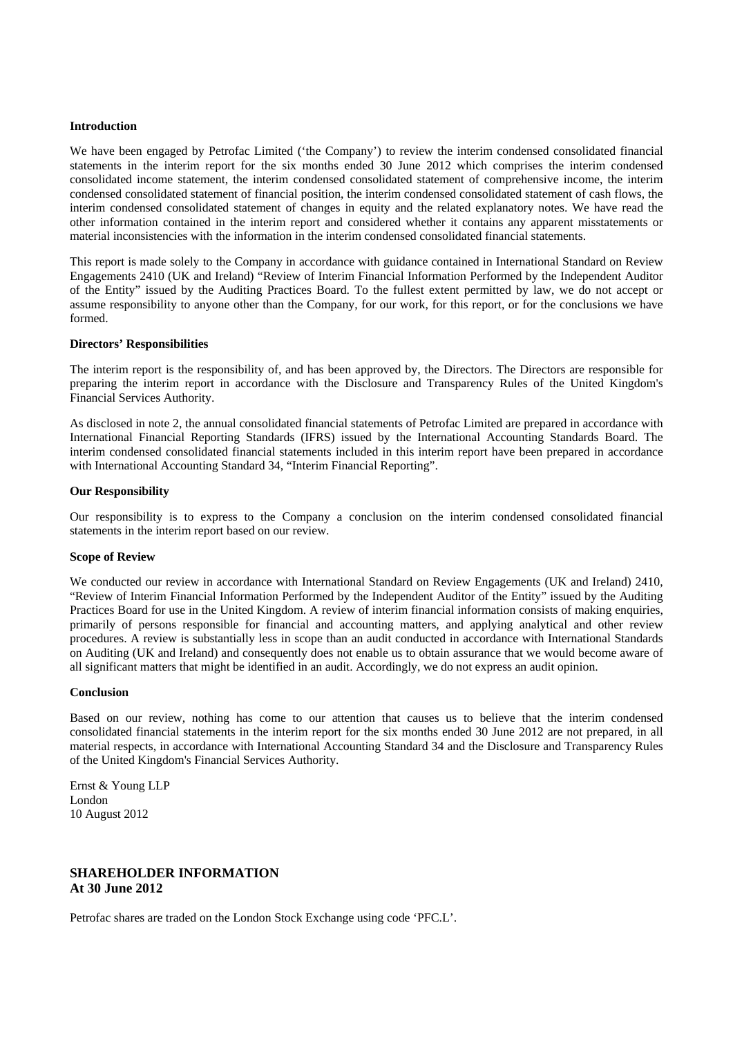**Introduction**

We have been engaged by Petrofac Limited ('the Company') to review the interim condensed consolidated financial statements in the interim report for the six months ended 30 June 2012 which comprises the interim condensed consolidated income statement, the interim condensed consolidated statement of comprehensive income, the interim condensed consolidated statement of financial position, the interim condensed consolidated statement of cash flows, the interim condensed consolidated statement of changes in equity and the related explanatory notes. We have read the other information contained in the interim report and considered whether it contains any apparent misstatements or material inconsistencies with the information in the interim condensed consolidated financial statements.

This report is made solely to the Company in accordance with guidance contained in International Standard on Review Engagements 2410 (UK and Ireland) "Review of Interim Financial Information Performed by the Independent Auditor of the Entity" issued by the Auditing Practices Board. To the fullest extent permitted by law, we do not accept or assume responsibility to anyone other than the Company, for our work, for this report, or for the conclusions we have formed.

**Directors' Responsibilities**

The interim report is the responsibility of, and has been approved by, the Directors. The Directors are responsible for preparing the interim report in accordance with the Disclosure and Transparency Rules of the United Kingdom's Financial Services Authority.

As disclosed in note 2, the annual consolidated financial statements of Petrofac Limited are prepared in accordance with International Financial Reporting Standards (IFRS) issued by the International Accounting Standards Board. The interim condensed consolidated financial statements included in this interim report have been prepared in accordance with International Accounting Standard 34, "Interim Financial Reporting".

**Our Responsibility**

Our responsibility is to express to the Company a conclusion on the interim condensed consolidated financial statements in the interim report based on our review.

**Scope of Review**

We conducted our review in accordance with International Standard on Review Engagements (UK and Ireland) 2410, "Review of Interim Financial Information Performed by the Independent Auditor of the Entity" issued by the Auditing Practices Board for use in the United Kingdom. A review of interim financial information consists of making enquiries, primarily of persons responsible for financial and accounting matters, and applying analytical and other review procedures. A review is substantially less in scope than an audit conducted in accordance with International Standards on Auditing (UK and Ireland) and consequently does not enable us to obtain assurance that we would become aware of all significant matters that might be identified in an audit. Accordingly, we do not express an audit opinion.

**Conclusion**

Based on our review, nothing has come to our attention that causes us to believe that the interim condensed consolidated financial statements in the interim report for the six months ended 30 June 2012 are not prepared, in all material respects, in accordance with International Accounting Standard 34 and the Disclosure and Transparency Rules of the United Kingdom's Financial Services Authority.

Ernst & Young LLP
London
10 August 2012

## SHAREHOLDER INFORMATION
**At 30 June 2012**

Petrofac shares are traded on the London Stock Exchange using code 'PFC.L'.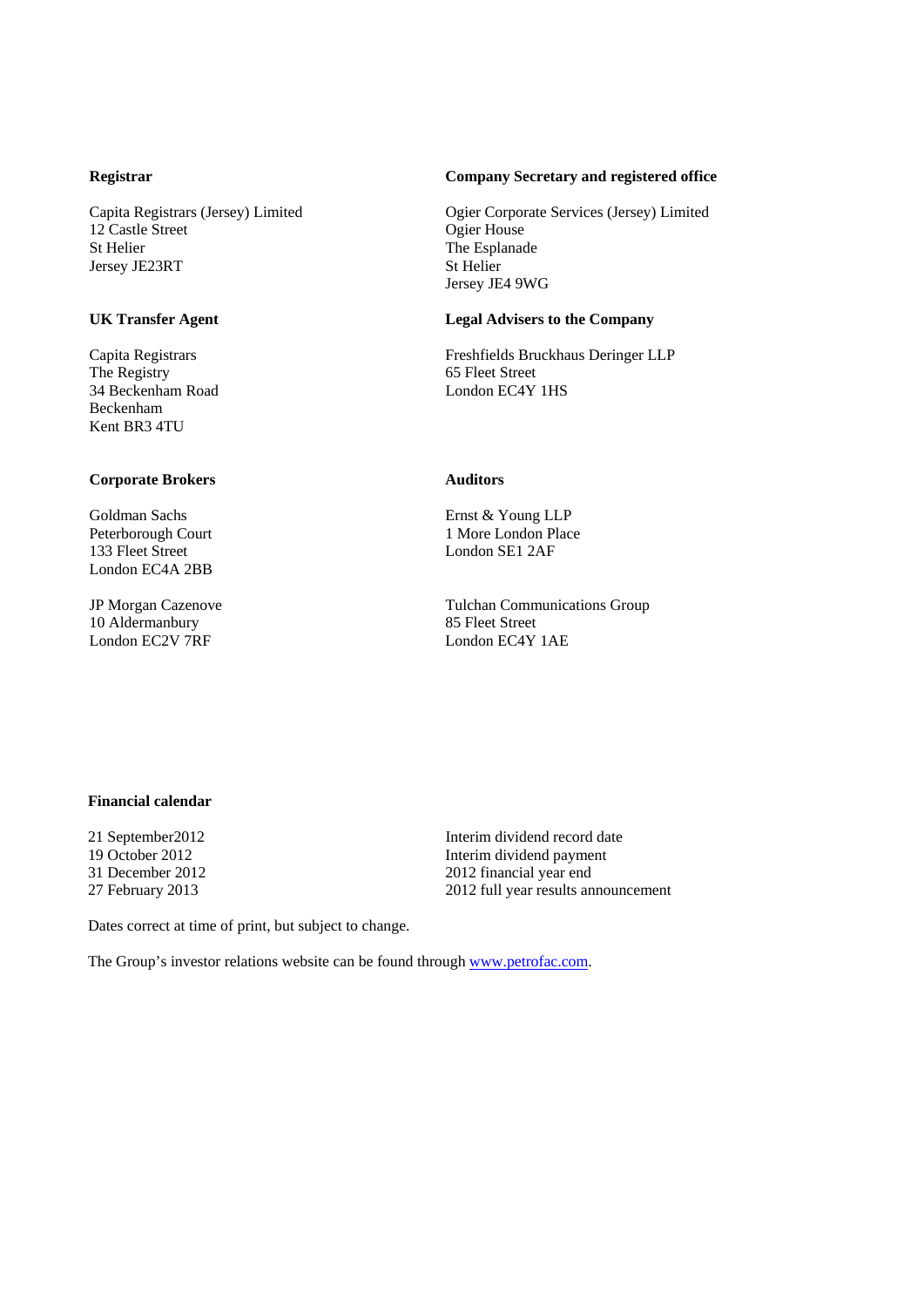**Registrar**

Capita Registrars (Jersey) Limited
12 Castle Street
St Helier
Jersey JE23RT

**Company Secretary and registered office**

Ogier Corporate Services (Jersey) Limited
Ogier House
The Esplanade
St Helier
Jersey JE4 9WG

**UK Transfer Agent**

Capita Registrars
The Registry
34 Beckenham Road
Beckenham
Kent BR3 4TU

**Legal Advisers to the Company**

Freshfields Bruckhaus Deringer LLP
65 Fleet Street
London EC4Y 1HS

**Corporate Brokers**

Goldman Sachs
Peterborough Court
133 Fleet Street
London EC4A 2BB

JP Morgan Cazenove
10 Aldermanbury
London EC2V 7RF

**Auditors**

Ernst & Young LLP
1 More London Place
London SE1 2AF

Tulchan Communications Group
85 Fleet Street
London EC4Y 1AE

**Financial calendar**

| | |
|---|---|
| 21 September2012 | Interim dividend record date |
| 19 October 2012 | Interim dividend payment |
| 31 December 2012 | 2012 financial year end |
| 27 February 2013 | 2012 full year results announcement |

Dates correct at time of print, but subject to change.

The Group's investor relations website can be found through www.petrofac.com.